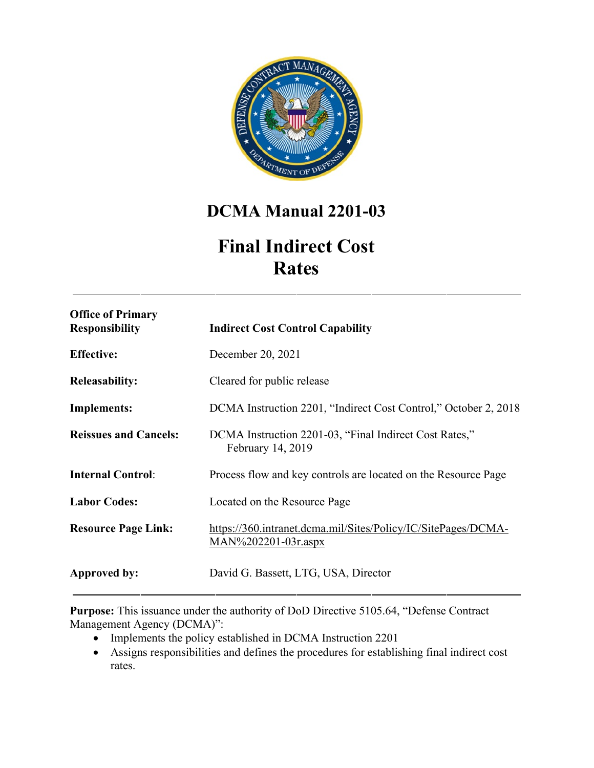# DCMA Manual 2201-03

# Final Indirect Cost Rates

| | |
|---|---|
| **Office of Primary Responsibility** | **Indirect Cost Control Capability** |
| **Effective:** | December 20, 2021 |
| **Releasability:** | Cleared for public release |
| **Implements:** | DCMA Instruction 2201, "Indirect Cost Control," October 2, 2018 |
| **Reissues and Cancels:** | DCMA Instruction 2201-03, "Final Indirect Cost Rates," February 14, 2019 |
| **Internal Control**: | Process flow and key controls are located on the Resource Page |
| **Labor Codes:** | Located on the Resource Page |
| **Resource Page Link:** | https://360.intranet.dcma.mil/Sites/Policy/IC/SitePages/DCMA-MAN%202201-03r.aspx |
| **Approved by:** | David G. Bassett, LTG, USA, Director |

**Purpose:** This issuance under the authority of DoD Directive 5105.64, "Defense Contract Management Agency (DCMA)":

- Implements the policy established in DCMA Instruction 2201
- Assigns responsibilities and defines the procedures for establishing final indirect cost rates.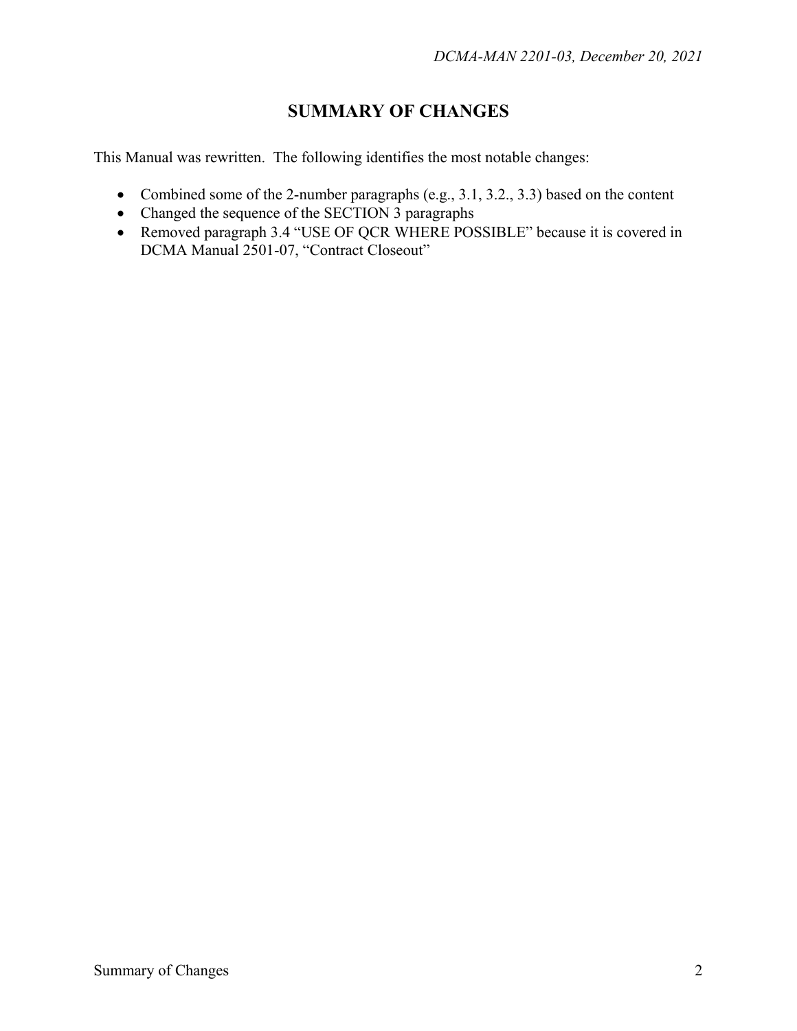# SUMMARY OF CHANGES

This Manual was rewritten. The following identifies the most notable changes:

- Combined some of the 2-number paragraphs (e.g., 3.1, 3.2., 3.3) based on the content
- Changed the sequence of the SECTION 3 paragraphs
- Removed paragraph 3.4 "USE OF QCR WHERE POSSIBLE" because it is covered in DCMA Manual 2501-07, "Contract Closeout"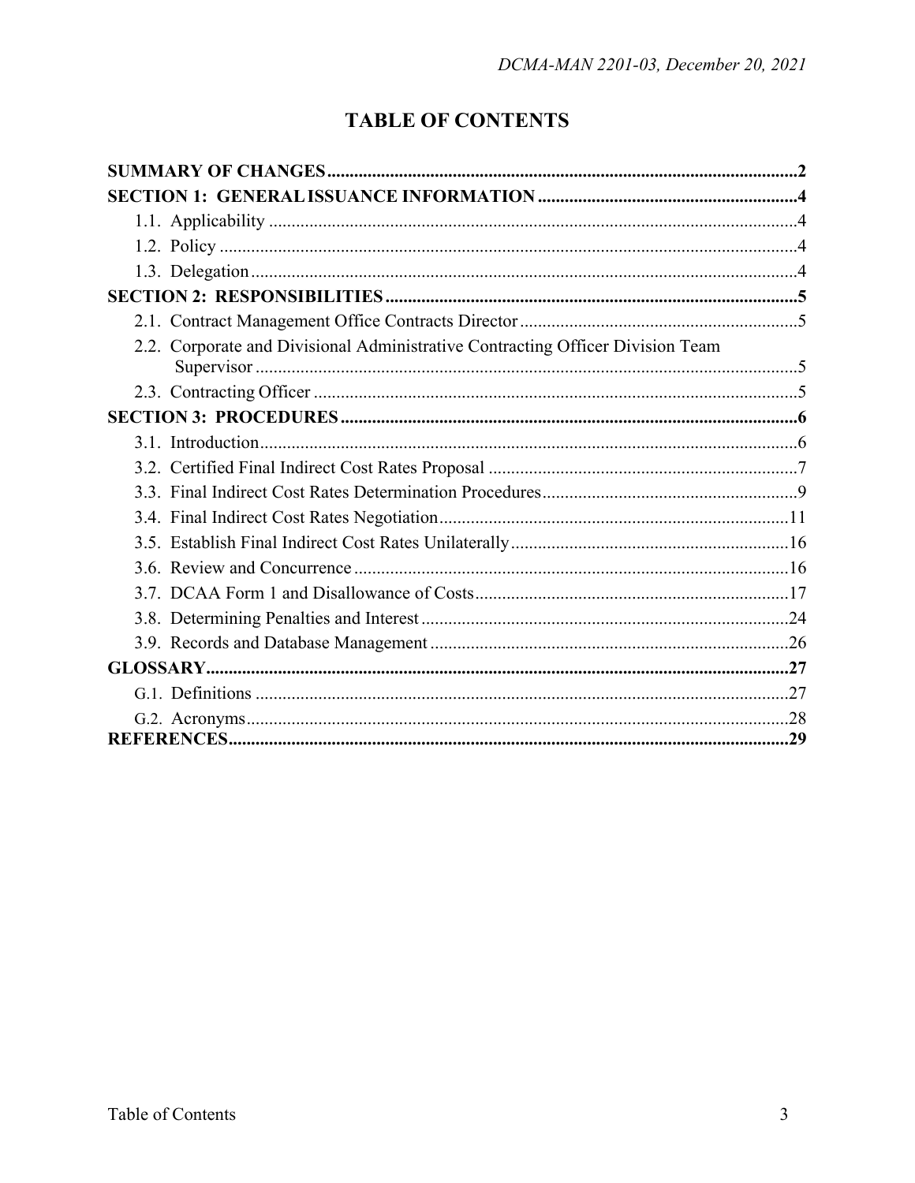# TABLE OF CONTENTS

**SUMMARY OF CHANGES** ......... **2**

**SECTION 1: GENERAL ISSUANCE INFORMATION** ......... **4**

- 1.1. Applicability ......... 4
- 1.2. Policy ......... 4
- 1.3. Delegation ......... 4

**SECTION 2: RESPONSIBILITIES** ......... **5**

- 2.1. Contract Management Office Contracts Director ......... 5
- 2.2. Corporate and Divisional Administrative Contracting Officer Division Team Supervisor ......... 5
- 2.3. Contracting Officer ......... 5

**SECTION 3: PROCEDURES** ......... **6**

- 3.1. Introduction ......... 6
- 3.2. Certified Final Indirect Cost Rates Proposal ......... 7
- 3.3. Final Indirect Cost Rates Determination Procedures ......... 9
- 3.4. Final Indirect Cost Rates Negotiation ......... 11
- 3.5. Establish Final Indirect Cost Rates Unilaterally ......... 16
- 3.6. Review and Concurrence ......... 16
- 3.7. DCAA Form 1 and Disallowance of Costs ......... 17
- 3.8. Determining Penalties and Interest ......... 24
- 3.9. Records and Database Management ......... 26

**GLOSSARY** ......... **27**

- G.1. Definitions ......... 27
- G.2. Acronyms ......... 28

**REFERENCES** ......... **29**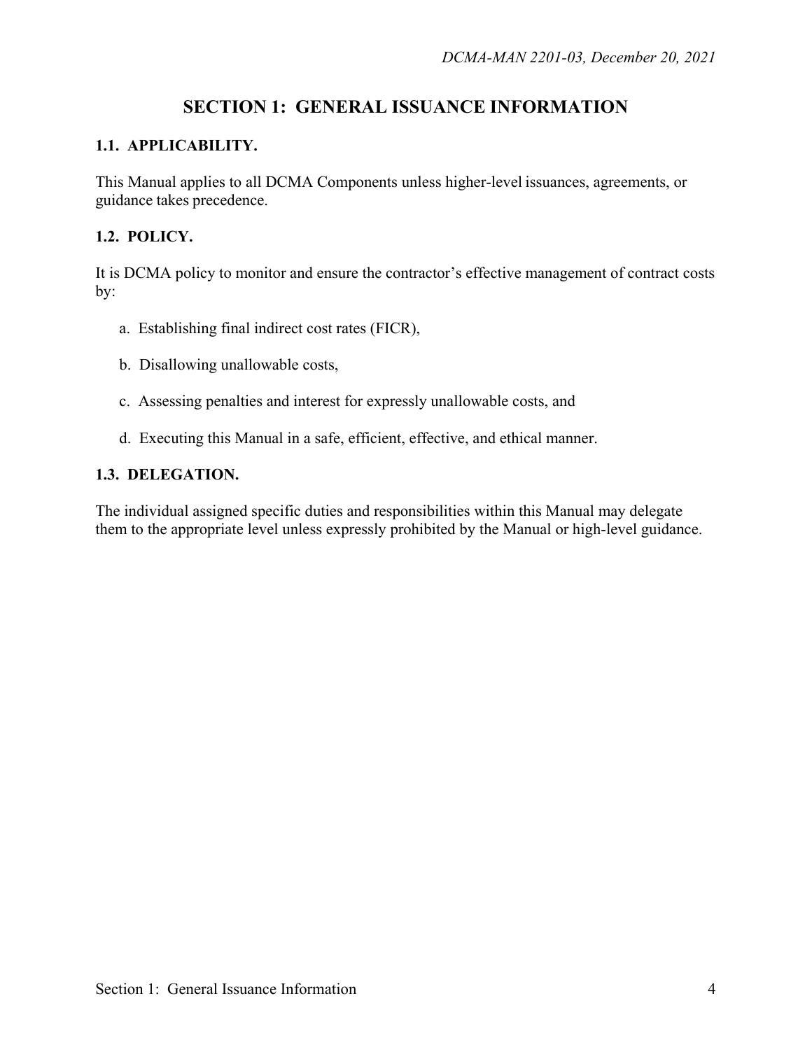# SECTION 1: GENERAL ISSUANCE INFORMATION

## 1.1. APPLICABILITY.

This Manual applies to all DCMA Components unless higher-level issuances, agreements, or guidance takes precedence.

## 1.2. POLICY.

It is DCMA policy to monitor and ensure the contractor's effective management of contract costs by:

a. Establishing final indirect cost rates (FICR),

b. Disallowing unallowable costs,

c. Assessing penalties and interest for expressly unallowable costs, and

d. Executing this Manual in a safe, efficient, effective, and ethical manner.

## 1.3. DELEGATION.

The individual assigned specific duties and responsibilities within this Manual may delegate them to the appropriate level unless expressly prohibited by the Manual or high-level guidance.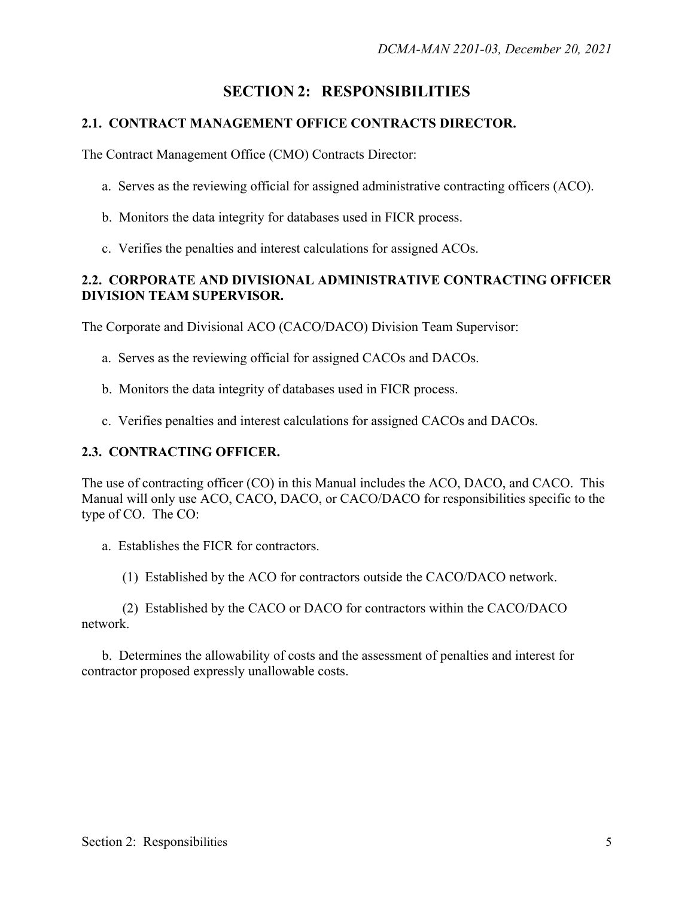# SECTION 2: RESPONSIBILITIES

## 2.1. CONTRACT MANAGEMENT OFFICE CONTRACTS DIRECTOR.

The Contract Management Office (CMO) Contracts Director:

a. Serves as the reviewing official for assigned administrative contracting officers (ACO).

b. Monitors the data integrity for databases used in FICR process.

c. Verifies the penalties and interest calculations for assigned ACOs.

## 2.2. CORPORATE AND DIVISIONAL ADMINISTRATIVE CONTRACTING OFFICER DIVISION TEAM SUPERVISOR.

The Corporate and Divisional ACO (CACO/DACO) Division Team Supervisor:

a. Serves as the reviewing official for assigned CACOs and DACOs.

b. Monitors the data integrity of databases used in FICR process.

c. Verifies penalties and interest calculations for assigned CACOs and DACOs.

## 2.3. CONTRACTING OFFICER.

The use of contracting officer (CO) in this Manual includes the ACO, DACO, and CACO. This Manual will only use ACO, CACO, DACO, or CACO/DACO for responsibilities specific to the type of CO. The CO:

a. Establishes the FICR for contractors.

(1) Established by the ACO for contractors outside the CACO/DACO network.

(2) Established by the CACO or DACO for contractors within the CACO/DACO network.

b. Determines the allowability of costs and the assessment of penalties and interest for contractor proposed expressly unallowable costs.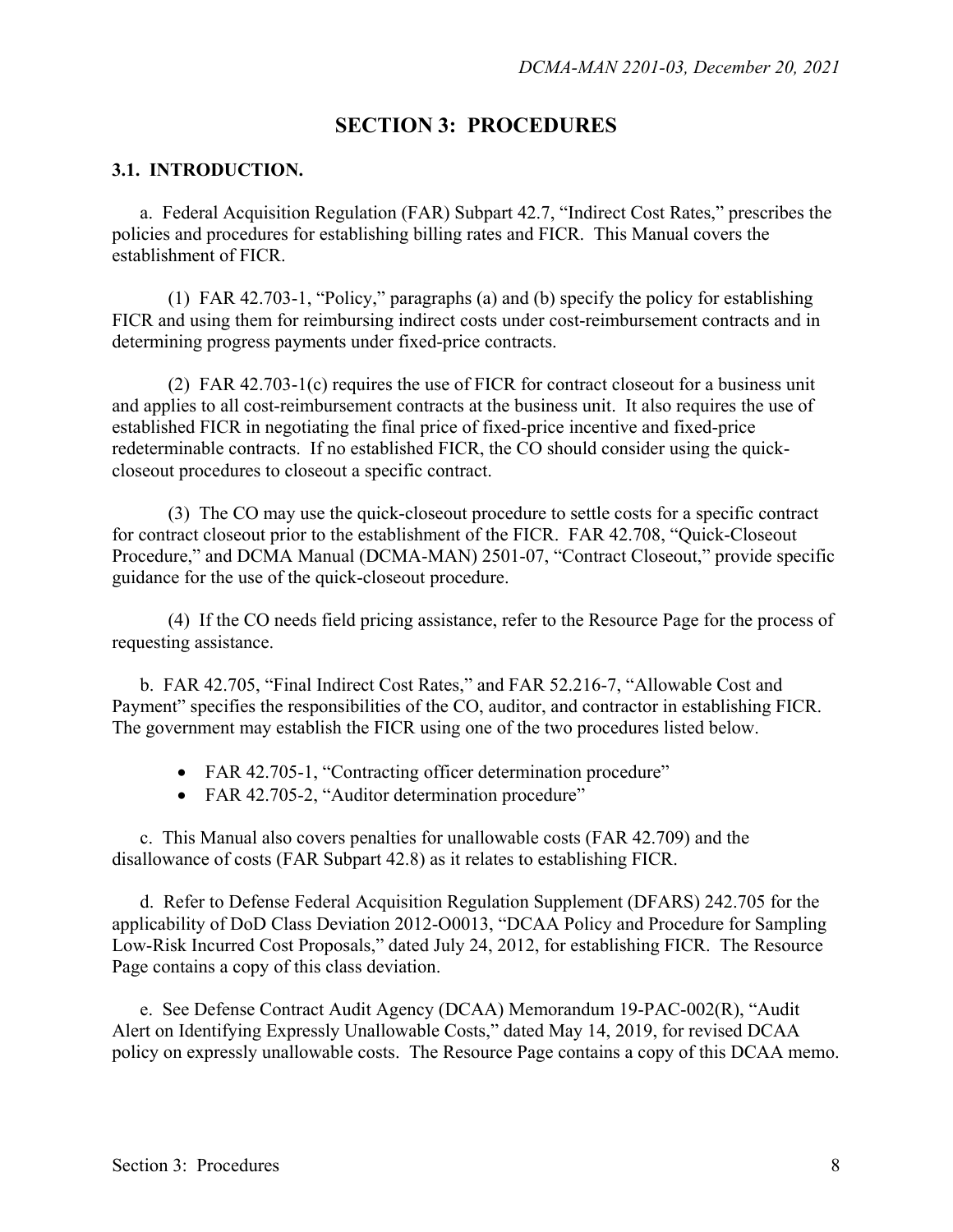# SECTION 3: PROCEDURES

## 3.1. INTRODUCTION.

a. Federal Acquisition Regulation (FAR) Subpart 42.7, "Indirect Cost Rates," prescribes the policies and procedures for establishing billing rates and FICR. This Manual covers the establishment of FICR.

(1) FAR 42.703-1, "Policy," paragraphs (a) and (b) specify the policy for establishing FICR and using them for reimbursing indirect costs under cost-reimbursement contracts and in determining progress payments under fixed-price contracts.

(2) FAR 42.703-1(c) requires the use of FICR for contract closeout for a business unit and applies to all cost-reimbursement contracts at the business unit. It also requires the use of established FICR in negotiating the final price of fixed-price incentive and fixed-price redeterminable contracts. If no established FICR, the CO should consider using the quick-closeout procedures to closeout a specific contract.

(3) The CO may use the quick-closeout procedure to settle costs for a specific contract for contract closeout prior to the establishment of the FICR. FAR 42.708, "Quick-Closeout Procedure," and DCMA Manual (DCMA-MAN) 2501-07, "Contract Closeout," provide specific guidance for the use of the quick-closeout procedure.

(4) If the CO needs field pricing assistance, refer to the Resource Page for the process of requesting assistance.

b. FAR 42.705, "Final Indirect Cost Rates," and FAR 52.216-7, "Allowable Cost and Payment" specifies the responsibilities of the CO, auditor, and contractor in establishing FICR. The government may establish the FICR using one of the two procedures listed below.

- FAR 42.705-1, "Contracting officer determination procedure"
- FAR 42.705-2, "Auditor determination procedure"

c. This Manual also covers penalties for unallowable costs (FAR 42.709) and the disallowance of costs (FAR Subpart 42.8) as it relates to establishing FICR.

d. Refer to Defense Federal Acquisition Regulation Supplement (DFARS) 242.705 for the applicability of DoD Class Deviation 2012-O0013, "DCAA Policy and Procedure for Sampling Low-Risk Incurred Cost Proposals," dated July 24, 2012, for establishing FICR. The Resource Page contains a copy of this class deviation.

e. See Defense Contract Audit Agency (DCAA) Memorandum 19-PAC-002(R), "Audit Alert on Identifying Expressly Unallowable Costs," dated May 14, 2019, for revised DCAA policy on expressly unallowable costs. The Resource Page contains a copy of this DCAA memo.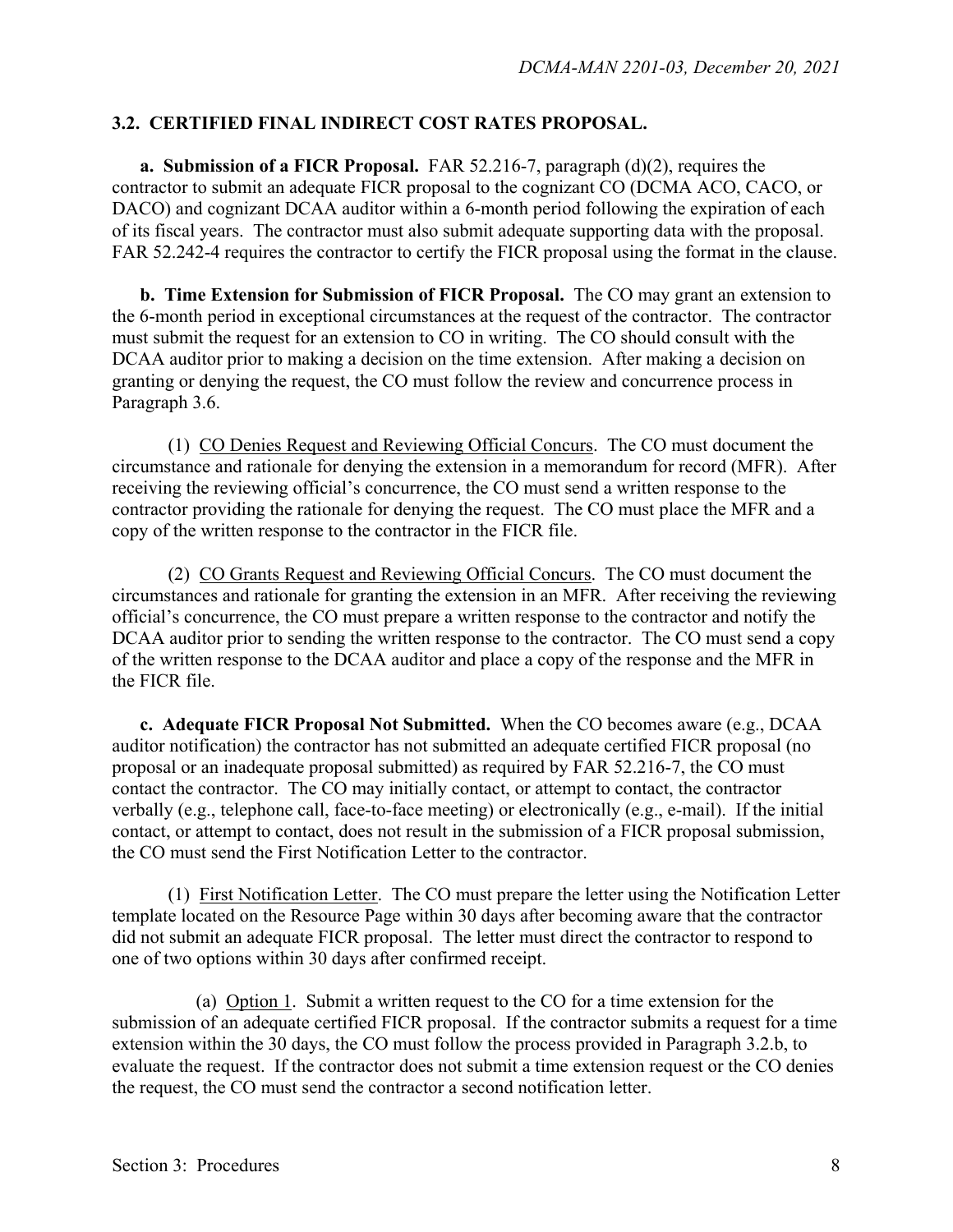### 3.2. CERTIFIED FINAL INDIRECT COST RATES PROPOSAL.

**a. Submission of a FICR Proposal.** FAR 52.216-7, paragraph (d)(2), requires the contractor to submit an adequate FICR proposal to the cognizant CO (DCMA ACO, CACO, or DACO) and cognizant DCAA auditor within a 6-month period following the expiration of each of its fiscal years. The contractor must also submit adequate supporting data with the proposal. FAR 52.242-4 requires the contractor to certify the FICR proposal using the format in the clause.

**b. Time Extension for Submission of FICR Proposal.** The CO may grant an extension to the 6-month period in exceptional circumstances at the request of the contractor. The contractor must submit the request for an extension to CO in writing. The CO should consult with the DCAA auditor prior to making a decision on the time extension. After making a decision on granting or denying the request, the CO must follow the review and concurrence process in Paragraph 3.6.

(1) CO Denies Request and Reviewing Official Concurs. The CO must document the circumstance and rationale for denying the extension in a memorandum for record (MFR). After receiving the reviewing official's concurrence, the CO must send a written response to the contractor providing the rationale for denying the request. The CO must place the MFR and a copy of the written response to the contractor in the FICR file.

(2) CO Grants Request and Reviewing Official Concurs. The CO must document the circumstances and rationale for granting the extension in an MFR. After receiving the reviewing official's concurrence, the CO must prepare a written response to the contractor and notify the DCAA auditor prior to sending the written response to the contractor. The CO must send a copy of the written response to the DCAA auditor and place a copy of the response and the MFR in the FICR file.

**c. Adequate FICR Proposal Not Submitted.** When the CO becomes aware (e.g., DCAA auditor notification) the contractor has not submitted an adequate certified FICR proposal (no proposal or an inadequate proposal submitted) as required by FAR 52.216-7, the CO must contact the contractor. The CO may initially contact, or attempt to contact, the contractor verbally (e.g., telephone call, face-to-face meeting) or electronically (e.g., e-mail). If the initial contact, or attempt to contact, does not result in the submission of a FICR proposal submission, the CO must send the First Notification Letter to the contractor.

(1) First Notification Letter. The CO must prepare the letter using the Notification Letter template located on the Resource Page within 30 days after becoming aware that the contractor did not submit an adequate FICR proposal. The letter must direct the contractor to respond to one of two options within 30 days after confirmed receipt.

(a) Option 1. Submit a written request to the CO for a time extension for the submission of an adequate certified FICR proposal. If the contractor submits a request for a time extension within the 30 days, the CO must follow the process provided in Paragraph 3.2.b, to evaluate the request. If the contractor does not submit a time extension request or the CO denies the request, the CO must send the contractor a second notification letter.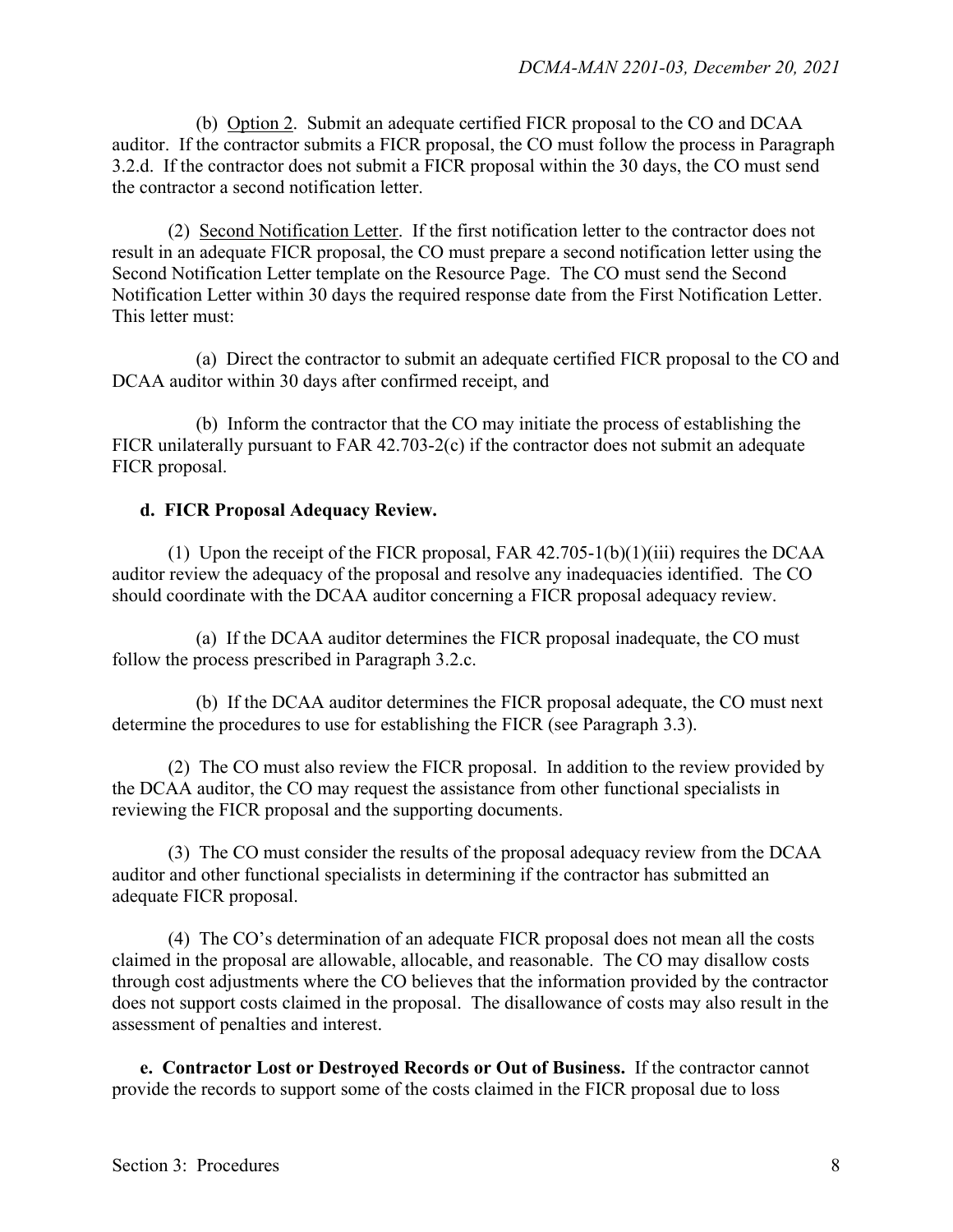(b) Option 2. Submit an adequate certified FICR proposal to the CO and DCAA auditor. If the contractor submits a FICR proposal, the CO must follow the process in Paragraph 3.2.d. If the contractor does not submit a FICR proposal within the 30 days, the CO must send the contractor a second notification letter.

(2) Second Notification Letter. If the first notification letter to the contractor does not result in an adequate FICR proposal, the CO must prepare a second notification letter using the Second Notification Letter template on the Resource Page. The CO must send the Second Notification Letter within 30 days the required response date from the First Notification Letter. This letter must:

(a) Direct the contractor to submit an adequate certified FICR proposal to the CO and DCAA auditor within 30 days after confirmed receipt, and

(b) Inform the contractor that the CO may initiate the process of establishing the FICR unilaterally pursuant to FAR 42.703-2(c) if the contractor does not submit an adequate FICR proposal.

**d. FICR Proposal Adequacy Review.**

(1) Upon the receipt of the FICR proposal, FAR 42.705-1(b)(1)(iii) requires the DCAA auditor review the adequacy of the proposal and resolve any inadequacies identified. The CO should coordinate with the DCAA auditor concerning a FICR proposal adequacy review.

(a) If the DCAA auditor determines the FICR proposal inadequate, the CO must follow the process prescribed in Paragraph 3.2.c.

(b) If the DCAA auditor determines the FICR proposal adequate, the CO must next determine the procedures to use for establishing the FICR (see Paragraph 3.3).

(2) The CO must also review the FICR proposal. In addition to the review provided by the DCAA auditor, the CO may request the assistance from other functional specialists in reviewing the FICR proposal and the supporting documents.

(3) The CO must consider the results of the proposal adequacy review from the DCAA auditor and other functional specialists in determining if the contractor has submitted an adequate FICR proposal.

(4) The CO's determination of an adequate FICR proposal does not mean all the costs claimed in the proposal are allowable, allocable, and reasonable. The CO may disallow costs through cost adjustments where the CO believes that the information provided by the contractor does not support costs claimed in the proposal. The disallowance of costs may also result in the assessment of penalties and interest.

**e. Contractor Lost or Destroyed Records or Out of Business.** If the contractor cannot provide the records to support some of the costs claimed in the FICR proposal due to loss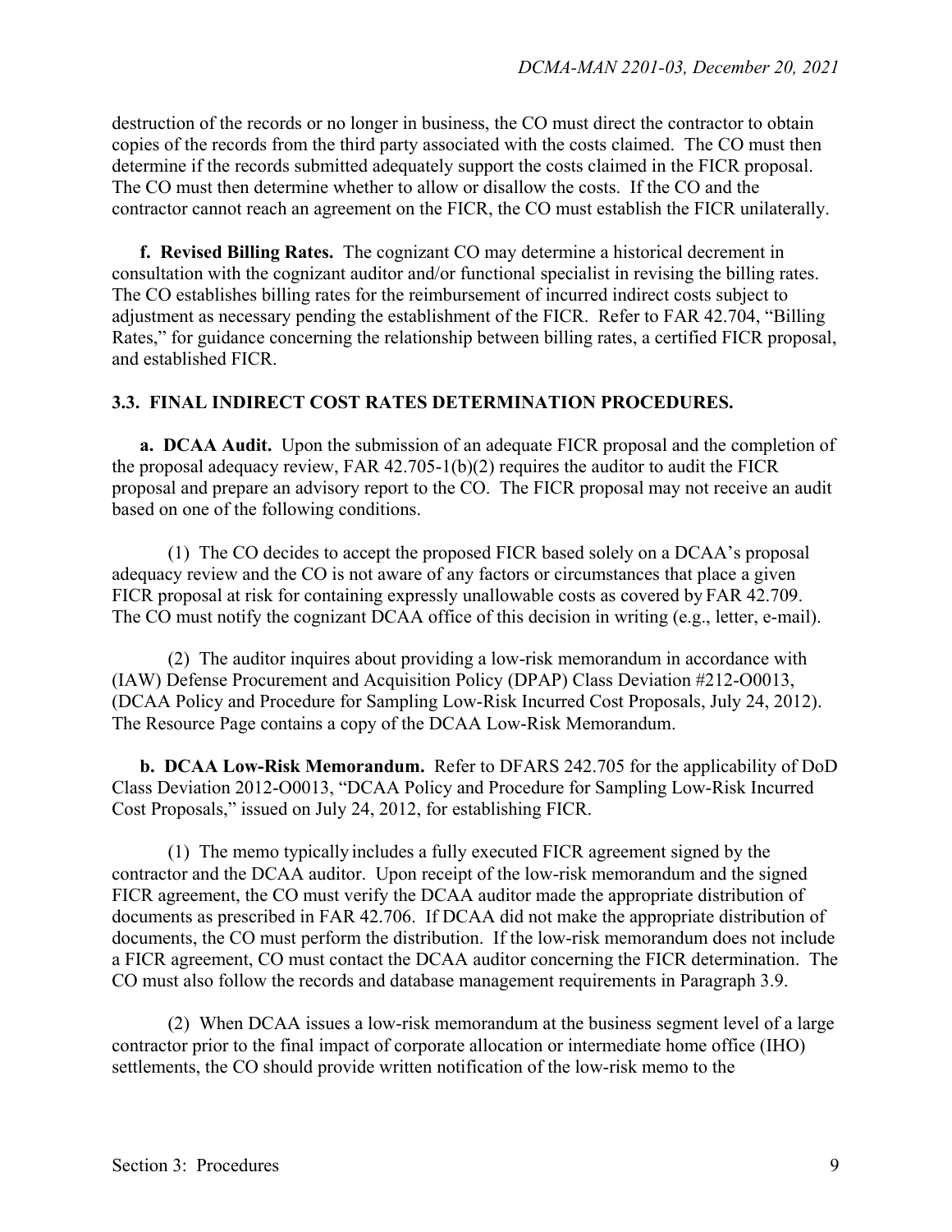destruction of the records or no longer in business, the CO must direct the contractor to obtain copies of the records from the third party associated with the costs claimed. The CO must then determine if the records submitted adequately support the costs claimed in the FICR proposal. The CO must then determine whether to allow or disallow the costs. If the CO and the contractor cannot reach an agreement on the FICR, the CO must establish the FICR unilaterally.

**f. Revised Billing Rates.** The cognizant CO may determine a historical decrement in consultation with the cognizant auditor and/or functional specialist in revising the billing rates. The CO establishes billing rates for the reimbursement of incurred indirect costs subject to adjustment as necessary pending the establishment of the FICR. Refer to FAR 42.704, "Billing Rates," for guidance concerning the relationship between billing rates, a certified FICR proposal, and established FICR.

## 3.3. FINAL INDIRECT COST RATES DETERMINATION PROCEDURES.

**a. DCAA Audit.** Upon the submission of an adequate FICR proposal and the completion of the proposal adequacy review, FAR 42.705-1(b)(2) requires the auditor to audit the FICR proposal and prepare an advisory report to the CO. The FICR proposal may not receive an audit based on one of the following conditions.

(1) The CO decides to accept the proposed FICR based solely on a DCAA's proposal adequacy review and the CO is not aware of any factors or circumstances that place a given FICR proposal at risk for containing expressly unallowable costs as covered by FAR 42.709. The CO must notify the cognizant DCAA office of this decision in writing (e.g., letter, e-mail).

(2) The auditor inquires about providing a low-risk memorandum in accordance with (IAW) Defense Procurement and Acquisition Policy (DPAP) Class Deviation #212-O0013, (DCAA Policy and Procedure for Sampling Low-Risk Incurred Cost Proposals, July 24, 2012). The Resource Page contains a copy of the DCAA Low-Risk Memorandum.

**b. DCAA Low-Risk Memorandum.** Refer to DFARS 242.705 for the applicability of DoD Class Deviation 2012-O0013, "DCAA Policy and Procedure for Sampling Low-Risk Incurred Cost Proposals," issued on July 24, 2012, for establishing FICR.

(1) The memo typically includes a fully executed FICR agreement signed by the contractor and the DCAA auditor. Upon receipt of the low-risk memorandum and the signed FICR agreement, the CO must verify the DCAA auditor made the appropriate distribution of documents as prescribed in FAR 42.706. If DCAA did not make the appropriate distribution of documents, the CO must perform the distribution. If the low-risk memorandum does not include a FICR agreement, CO must contact the DCAA auditor concerning the FICR determination. The CO must also follow the records and database management requirements in Paragraph 3.9.

(2) When DCAA issues a low-risk memorandum at the business segment level of a large contractor prior to the final impact of corporate allocation or intermediate home office (IHO) settlements, the CO should provide written notification of the low-risk memo to the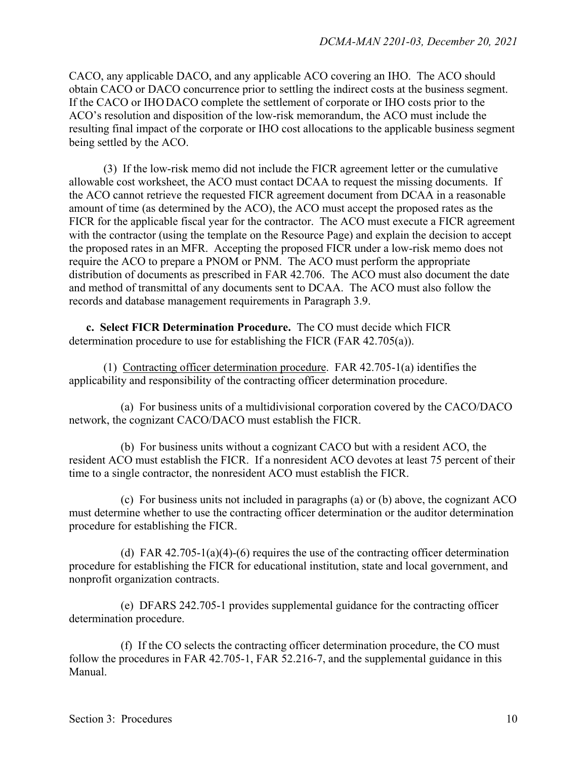CACO, any applicable DACO, and any applicable ACO covering an IHO. The ACO should obtain CACO or DACO concurrence prior to settling the indirect costs at the business segment. If the CACO or IHO DACO complete the settlement of corporate or IHO costs prior to the ACO's resolution and disposition of the low-risk memorandum, the ACO must include the resulting final impact of the corporate or IHO cost allocations to the applicable business segment being settled by the ACO.

(3) If the low-risk memo did not include the FICR agreement letter or the cumulative allowable cost worksheet, the ACO must contact DCAA to request the missing documents. If the ACO cannot retrieve the requested FICR agreement document from DCAA in a reasonable amount of time (as determined by the ACO), the ACO must accept the proposed rates as the FICR for the applicable fiscal year for the contractor. The ACO must execute a FICR agreement with the contractor (using the template on the Resource Page) and explain the decision to accept the proposed rates in an MFR. Accepting the proposed FICR under a low-risk memo does not require the ACO to prepare a PNOM or PNM. The ACO must perform the appropriate distribution of documents as prescribed in FAR 42.706. The ACO must also document the date and method of transmittal of any documents sent to DCAA. The ACO must also follow the records and database management requirements in Paragraph 3.9.

**c. Select FICR Determination Procedure.** The CO must decide which FICR determination procedure to use for establishing the FICR (FAR 42.705(a)).

(1) Contracting officer determination procedure. FAR 42.705-1(a) identifies the applicability and responsibility of the contracting officer determination procedure.

(a) For business units of a multidivisional corporation covered by the CACO/DACO network, the cognizant CACO/DACO must establish the FICR.

(b) For business units without a cognizant CACO but with a resident ACO, the resident ACO must establish the FICR. If a nonresident ACO devotes at least 75 percent of their time to a single contractor, the nonresident ACO must establish the FICR.

(c) For business units not included in paragraphs (a) or (b) above, the cognizant ACO must determine whether to use the contracting officer determination or the auditor determination procedure for establishing the FICR.

(d) FAR 42.705-1(a)(4)-(6) requires the use of the contracting officer determination procedure for establishing the FICR for educational institution, state and local government, and nonprofit organization contracts.

(e) DFARS 242.705-1 provides supplemental guidance for the contracting officer determination procedure.

(f) If the CO selects the contracting officer determination procedure, the CO must follow the procedures in FAR 42.705-1, FAR 52.216-7, and the supplemental guidance in this Manual.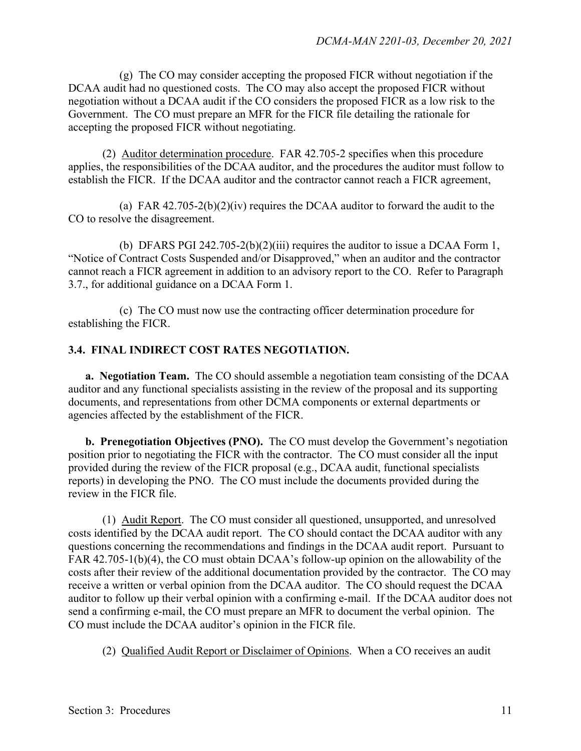(g) The CO may consider accepting the proposed FICR without negotiation if the DCAA audit had no questioned costs. The CO may also accept the proposed FICR without negotiation without a DCAA audit if the CO considers the proposed FICR as a low risk to the Government. The CO must prepare an MFR for the FICR file detailing the rationale for accepting the proposed FICR without negotiating.

(2) Auditor determination procedure. FAR 42.705-2 specifies when this procedure applies, the responsibilities of the DCAA auditor, and the procedures the auditor must follow to establish the FICR. If the DCAA auditor and the contractor cannot reach a FICR agreement,

(a) FAR 42.705-2(b)(2)(iv) requires the DCAA auditor to forward the audit to the CO to resolve the disagreement.

(b) DFARS PGI 242.705-2(b)(2)(iii) requires the auditor to issue a DCAA Form 1, "Notice of Contract Costs Suspended and/or Disapproved," when an auditor and the contractor cannot reach a FICR agreement in addition to an advisory report to the CO. Refer to Paragraph 3.7., for additional guidance on a DCAA Form 1.

(c) The CO must now use the contracting officer determination procedure for establishing the FICR.

## 3.4. FINAL INDIRECT COST RATES NEGOTIATION.

**a. Negotiation Team.** The CO should assemble a negotiation team consisting of the DCAA auditor and any functional specialists assisting in the review of the proposal and its supporting documents, and representations from other DCMA components or external departments or agencies affected by the establishment of the FICR.

**b. Prenegotiation Objectives (PNO).** The CO must develop the Government's negotiation position prior to negotiating the FICR with the contractor. The CO must consider all the input provided during the review of the FICR proposal (e.g., DCAA audit, functional specialists reports) in developing the PNO. The CO must include the documents provided during the review in the FICR file.

(1) Audit Report. The CO must consider all questioned, unsupported, and unresolved costs identified by the DCAA audit report. The CO should contact the DCAA auditor with any questions concerning the recommendations and findings in the DCAA audit report. Pursuant to FAR 42.705-1(b)(4), the CO must obtain DCAA's follow-up opinion on the allowability of the costs after their review of the additional documentation provided by the contractor. The CO may receive a written or verbal opinion from the DCAA auditor. The CO should request the DCAA auditor to follow up their verbal opinion with a confirming e-mail. If the DCAA auditor does not send a confirming e-mail, the CO must prepare an MFR to document the verbal opinion. The CO must include the DCAA auditor's opinion in the FICR file.

(2) Qualified Audit Report or Disclaimer of Opinions. When a CO receives an audit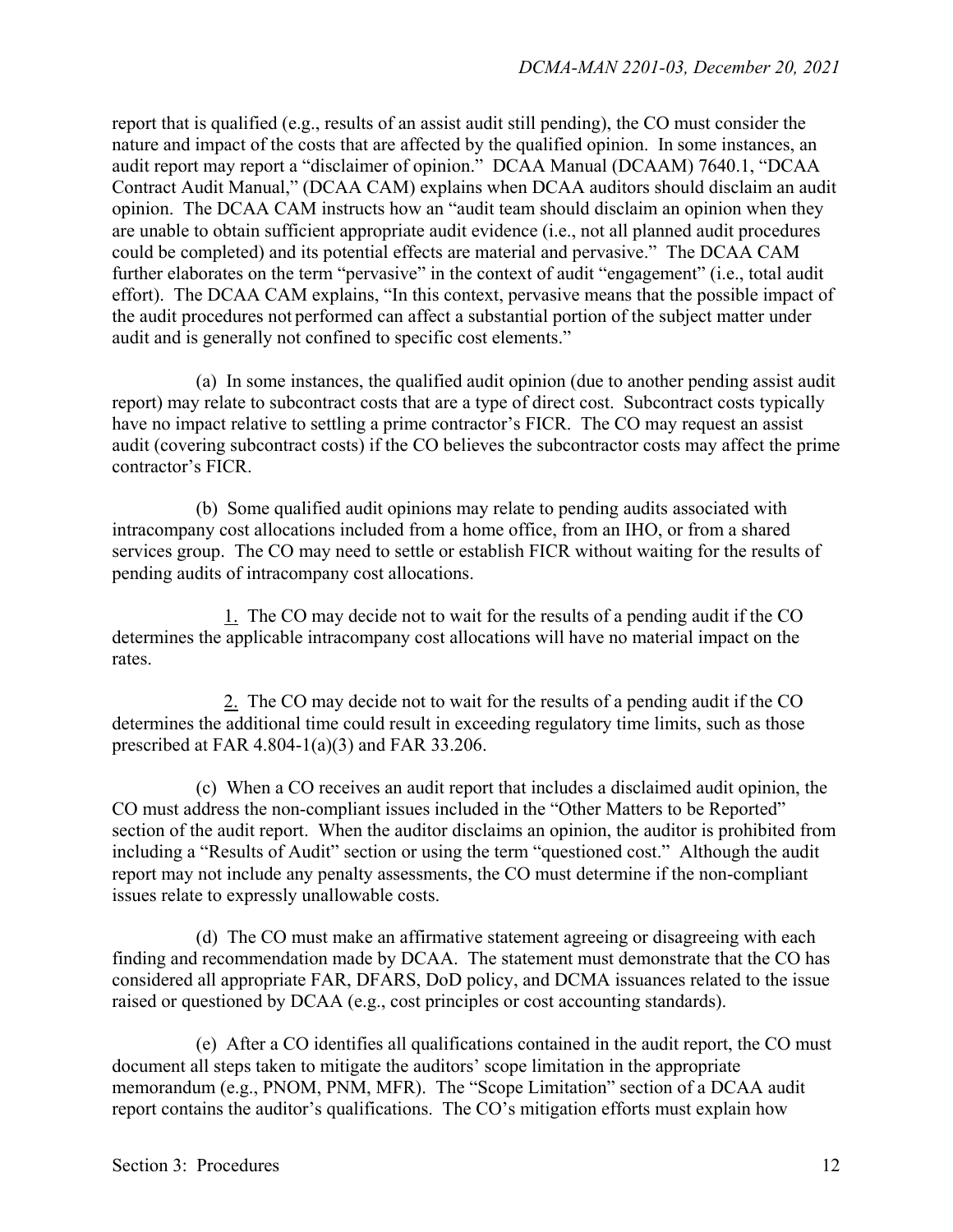report that is qualified (e.g., results of an assist audit still pending), the CO must consider the nature and impact of the costs that are affected by the qualified opinion. In some instances, an audit report may report a "disclaimer of opinion." DCAA Manual (DCAAM) 7640.1, "DCAA Contract Audit Manual," (DCAA CAM) explains when DCAA auditors should disclaim an audit opinion. The DCAA CAM instructs how an "audit team should disclaim an opinion when they are unable to obtain sufficient appropriate audit evidence (i.e., not all planned audit procedures could be completed) and its potential effects are material and pervasive." The DCAA CAM further elaborates on the term "pervasive" in the context of audit "engagement" (i.e., total audit effort). The DCAA CAM explains, "In this context, pervasive means that the possible impact of the audit procedures not performed can affect a substantial portion of the subject matter under audit and is generally not confined to specific cost elements."

(a) In some instances, the qualified audit opinion (due to another pending assist audit report) may relate to subcontract costs that are a type of direct cost. Subcontract costs typically have no impact relative to settling a prime contractor's FICR. The CO may request an assist audit (covering subcontract costs) if the CO believes the subcontractor costs may affect the prime contractor's FICR.

(b) Some qualified audit opinions may relate to pending audits associated with intracompany cost allocations included from a home office, from an IHO, or from a shared services group. The CO may need to settle or establish FICR without waiting for the results of pending audits of intracompany cost allocations.

1. The CO may decide not to wait for the results of a pending audit if the CO determines the applicable intracompany cost allocations will have no material impact on the rates.

2. The CO may decide not to wait for the results of a pending audit if the CO determines the additional time could result in exceeding regulatory time limits, such as those prescribed at FAR 4.804-1(a)(3) and FAR 33.206.

(c) When a CO receives an audit report that includes a disclaimed audit opinion, the CO must address the non-compliant issues included in the "Other Matters to be Reported" section of the audit report. When the auditor disclaims an opinion, the auditor is prohibited from including a "Results of Audit" section or using the term "questioned cost." Although the audit report may not include any penalty assessments, the CO must determine if the non-compliant issues relate to expressly unallowable costs.

(d) The CO must make an affirmative statement agreeing or disagreeing with each finding and recommendation made by DCAA. The statement must demonstrate that the CO has considered all appropriate FAR, DFARS, DoD policy, and DCMA issuances related to the issue raised or questioned by DCAA (e.g., cost principles or cost accounting standards).

(e) After a CO identifies all qualifications contained in the audit report, the CO must document all steps taken to mitigate the auditors' scope limitation in the appropriate memorandum (e.g., PNOM, PNM, MFR). The "Scope Limitation" section of a DCAA audit report contains the auditor's qualifications. The CO's mitigation efforts must explain how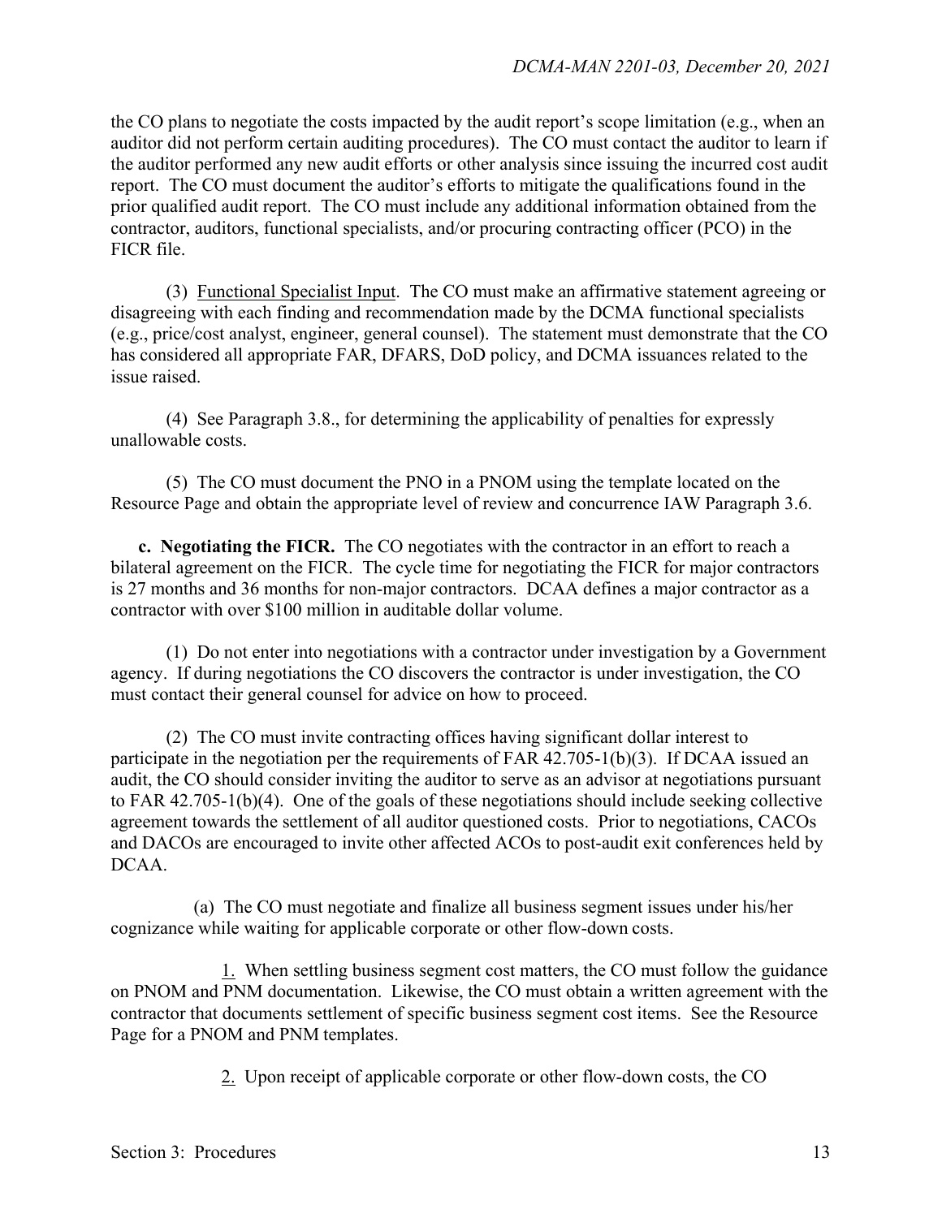the CO plans to negotiate the costs impacted by the audit report's scope limitation (e.g., when an auditor did not perform certain auditing procedures). The CO must contact the auditor to learn if the auditor performed any new audit efforts or other analysis since issuing the incurred cost audit report. The CO must document the auditor's efforts to mitigate the qualifications found in the prior qualified audit report. The CO must include any additional information obtained from the contractor, auditors, functional specialists, and/or procuring contracting officer (PCO) in the FICR file.

(3) Functional Specialist Input. The CO must make an affirmative statement agreeing or disagreeing with each finding and recommendation made by the DCMA functional specialists (e.g., price/cost analyst, engineer, general counsel). The statement must demonstrate that the CO has considered all appropriate FAR, DFARS, DoD policy, and DCMA issuances related to the issue raised.

(4) See Paragraph 3.8., for determining the applicability of penalties for expressly unallowable costs.

(5) The CO must document the PNO in a PNOM using the template located on the Resource Page and obtain the appropriate level of review and concurrence IAW Paragraph 3.6.

**c. Negotiating the FICR.** The CO negotiates with the contractor in an effort to reach a bilateral agreement on the FICR. The cycle time for negotiating the FICR for major contractors is 27 months and 36 months for non-major contractors. DCAA defines a major contractor as a contractor with over $100 million in auditable dollar volume.

(1) Do not enter into negotiations with a contractor under investigation by a Government agency. If during negotiations the CO discovers the contractor is under investigation, the CO must contact their general counsel for advice on how to proceed.

(2) The CO must invite contracting offices having significant dollar interest to participate in the negotiation per the requirements of FAR 42.705-1(b)(3). If DCAA issued an audit, the CO should consider inviting the auditor to serve as an advisor at negotiations pursuant to FAR 42.705-1(b)(4). One of the goals of these negotiations should include seeking collective agreement towards the settlement of all auditor questioned costs. Prior to negotiations, CACOs and DACOs are encouraged to invite other affected ACOs to post-audit exit conferences held by DCAA.

(a) The CO must negotiate and finalize all business segment issues under his/her cognizance while waiting for applicable corporate or other flow-down costs.

1. When settling business segment cost matters, the CO must follow the guidance on PNOM and PNM documentation. Likewise, the CO must obtain a written agreement with the contractor that documents settlement of specific business segment cost items. See the Resource Page for a PNOM and PNM templates.

2. Upon receipt of applicable corporate or other flow-down costs, the CO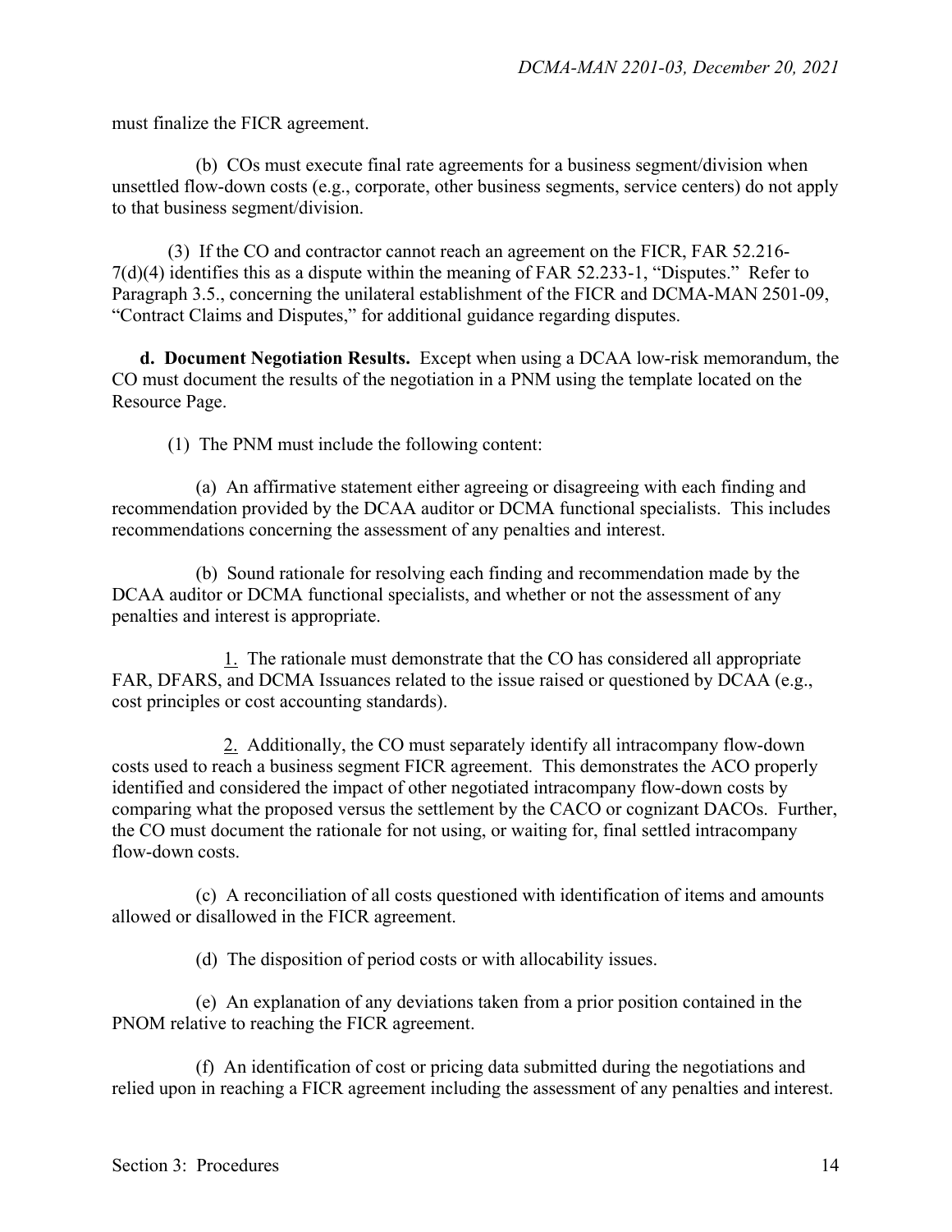must finalize the FICR agreement.

(b) COs must execute final rate agreements for a business segment/division when unsettled flow-down costs (e.g., corporate, other business segments, service centers) do not apply to that business segment/division.

(3) If the CO and contractor cannot reach an agreement on the FICR, FAR 52.216-7(d)(4) identifies this as a dispute within the meaning of FAR 52.233-1, "Disputes." Refer to Paragraph 3.5., concerning the unilateral establishment of the FICR and DCMA-MAN 2501-09, "Contract Claims and Disputes," for additional guidance regarding disputes.

**d. Document Negotiation Results.** Except when using a DCAA low-risk memorandum, the CO must document the results of the negotiation in a PNM using the template located on the Resource Page.

(1) The PNM must include the following content:

(a) An affirmative statement either agreeing or disagreeing with each finding and recommendation provided by the DCAA auditor or DCMA functional specialists. This includes recommendations concerning the assessment of any penalties and interest.

(b) Sound rationale for resolving each finding and recommendation made by the DCAA auditor or DCMA functional specialists, and whether or not the assessment of any penalties and interest is appropriate.

1. The rationale must demonstrate that the CO has considered all appropriate FAR, DFARS, and DCMA Issuances related to the issue raised or questioned by DCAA (e.g., cost principles or cost accounting standards).

2. Additionally, the CO must separately identify all intracompany flow-down costs used to reach a business segment FICR agreement. This demonstrates the ACO properly identified and considered the impact of other negotiated intracompany flow-down costs by comparing what the proposed versus the settlement by the CACO or cognizant DACOs. Further, the CO must document the rationale for not using, or waiting for, final settled intracompany flow-down costs.

(c) A reconciliation of all costs questioned with identification of items and amounts allowed or disallowed in the FICR agreement.

(d) The disposition of period costs or with allocability issues.

(e) An explanation of any deviations taken from a prior position contained in the PNOM relative to reaching the FICR agreement.

(f) An identification of cost or pricing data submitted during the negotiations and relied upon in reaching a FICR agreement including the assessment of any penalties and interest.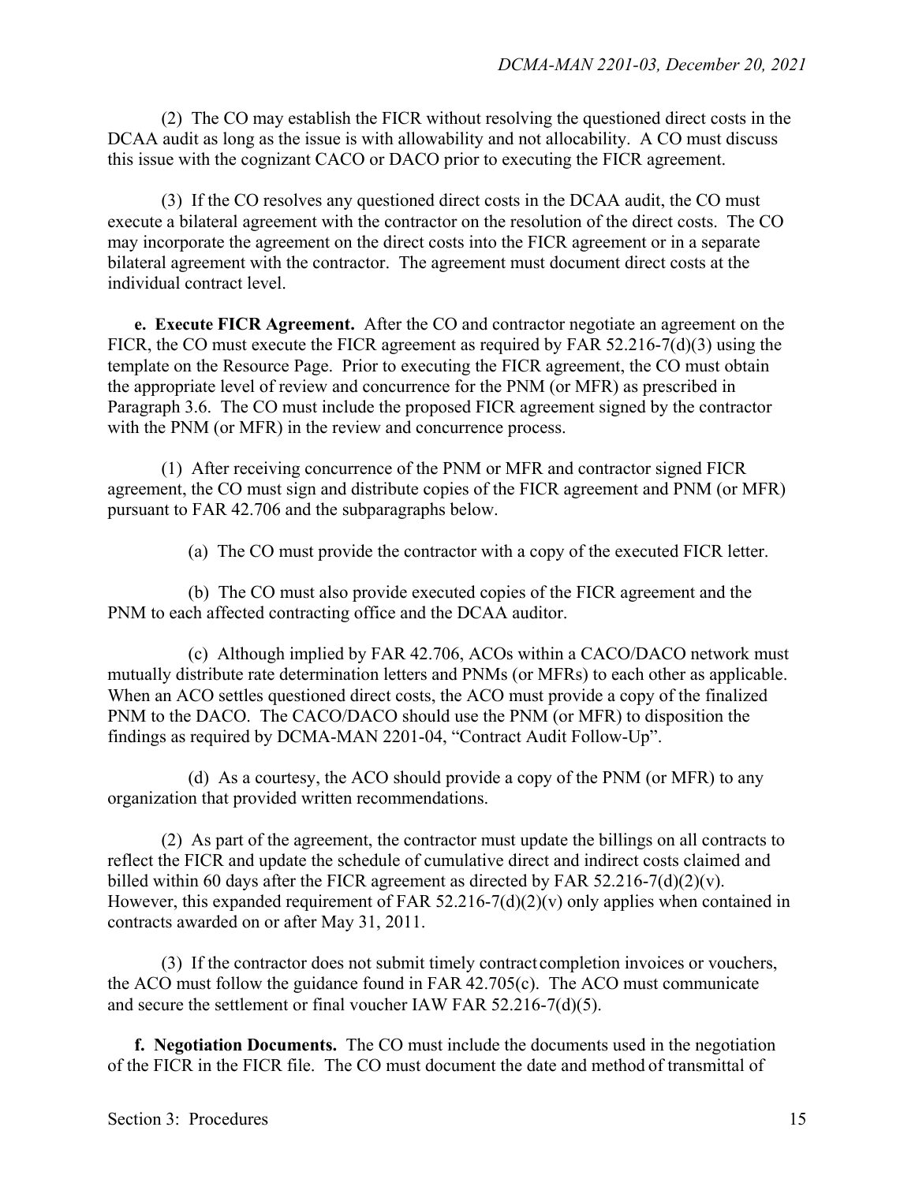(2) The CO may establish the FICR without resolving the questioned direct costs in the DCAA audit as long as the issue is with allowability and not allocability. A CO must discuss this issue with the cognizant CACO or DACO prior to executing the FICR agreement.

(3) If the CO resolves any questioned direct costs in the DCAA audit, the CO must execute a bilateral agreement with the contractor on the resolution of the direct costs. The CO may incorporate the agreement on the direct costs into the FICR agreement or in a separate bilateral agreement with the contractor. The agreement must document direct costs at the individual contract level.

**e. Execute FICR Agreement.** After the CO and contractor negotiate an agreement on the FICR, the CO must execute the FICR agreement as required by FAR 52.216-7(d)(3) using the template on the Resource Page. Prior to executing the FICR agreement, the CO must obtain the appropriate level of review and concurrence for the PNM (or MFR) as prescribed in Paragraph 3.6. The CO must include the proposed FICR agreement signed by the contractor with the PNM (or MFR) in the review and concurrence process.

(1) After receiving concurrence of the PNM or MFR and contractor signed FICR agreement, the CO must sign and distribute copies of the FICR agreement and PNM (or MFR) pursuant to FAR 42.706 and the subparagraphs below.

(a) The CO must provide the contractor with a copy of the executed FICR letter.

(b) The CO must also provide executed copies of the FICR agreement and the PNM to each affected contracting office and the DCAA auditor.

(c) Although implied by FAR 42.706, ACOs within a CACO/DACO network must mutually distribute rate determination letters and PNMs (or MFRs) to each other as applicable. When an ACO settles questioned direct costs, the ACO must provide a copy of the finalized PNM to the DACO. The CACO/DACO should use the PNM (or MFR) to disposition the findings as required by DCMA-MAN 2201-04, "Contract Audit Follow-Up".

(d) As a courtesy, the ACO should provide a copy of the PNM (or MFR) to any organization that provided written recommendations.

(2) As part of the agreement, the contractor must update the billings on all contracts to reflect the FICR and update the schedule of cumulative direct and indirect costs claimed and billed within 60 days after the FICR agreement as directed by FAR 52.216-7(d)(2)(v). However, this expanded requirement of FAR 52.216-7(d)(2)(v) only applies when contained in contracts awarded on or after May 31, 2011.

(3) If the contractor does not submit timely contract completion invoices or vouchers, the ACO must follow the guidance found in FAR 42.705(c). The ACO must communicate and secure the settlement or final voucher IAW FAR 52.216-7(d)(5).

**f. Negotiation Documents.** The CO must include the documents used in the negotiation of the FICR in the FICR file. The CO must document the date and method of transmittal of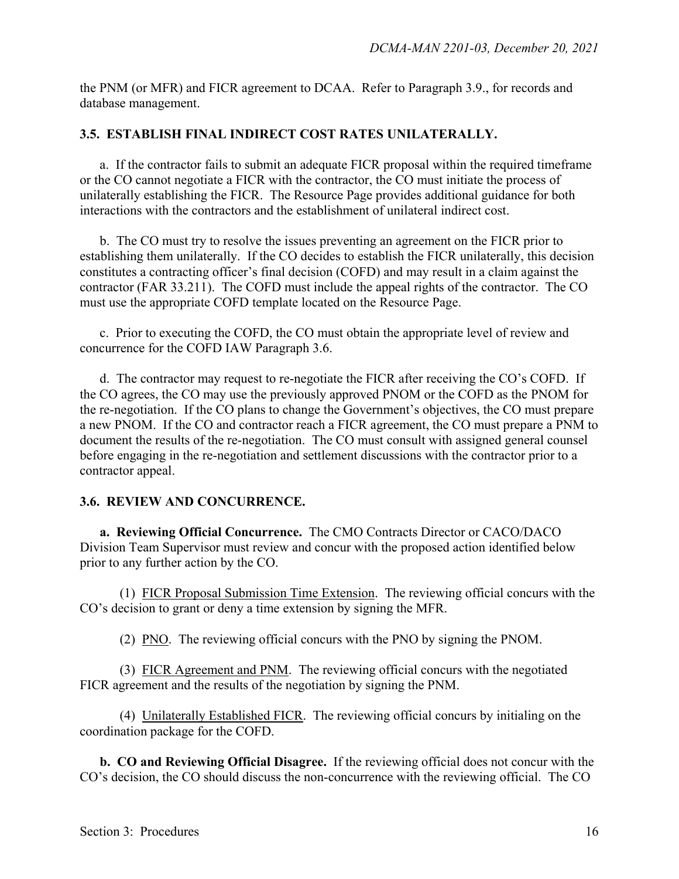the PNM (or MFR) and FICR agreement to DCAA. Refer to Paragraph 3.9., for records and database management.

### 3.5. ESTABLISH FINAL INDIRECT COST RATES UNILATERALLY.

a. If the contractor fails to submit an adequate FICR proposal within the required timeframe or the CO cannot negotiate a FICR with the contractor, the CO must initiate the process of unilaterally establishing the FICR. The Resource Page provides additional guidance for both interactions with the contractors and the establishment of unilateral indirect cost.

b. The CO must try to resolve the issues preventing an agreement on the FICR prior to establishing them unilaterally. If the CO decides to establish the FICR unilaterally, this decision constitutes a contracting officer's final decision (COFD) and may result in a claim against the contractor (FAR 33.211). The COFD must include the appeal rights of the contractor. The CO must use the appropriate COFD template located on the Resource Page.

c. Prior to executing the COFD, the CO must obtain the appropriate level of review and concurrence for the COFD IAW Paragraph 3.6.

d. The contractor may request to re-negotiate the FICR after receiving the CO's COFD. If the CO agrees, the CO may use the previously approved PNOM or the COFD as the PNOM for the re-negotiation. If the CO plans to change the Government's objectives, the CO must prepare a new PNOM. If the CO and contractor reach a FICR agreement, the CO must prepare a PNM to document the results of the re-negotiation. The CO must consult with assigned general counsel before engaging in the re-negotiation and settlement discussions with the contractor prior to a contractor appeal.

### 3.6. REVIEW AND CONCURRENCE.

**a. Reviewing Official Concurrence.** The CMO Contracts Director or CACO/DACO Division Team Supervisor must review and concur with the proposed action identified below prior to any further action by the CO.

(1) FICR Proposal Submission Time Extension. The reviewing official concurs with the CO's decision to grant or deny a time extension by signing the MFR.

(2) PNO. The reviewing official concurs with the PNO by signing the PNOM.

(3) FICR Agreement and PNM. The reviewing official concurs with the negotiated FICR agreement and the results of the negotiation by signing the PNM.

(4) Unilaterally Established FICR. The reviewing official concurs by initialing on the coordination package for the COFD.

**b. CO and Reviewing Official Disagree.** If the reviewing official does not concur with the CO's decision, the CO should discuss the non-concurrence with the reviewing official. The CO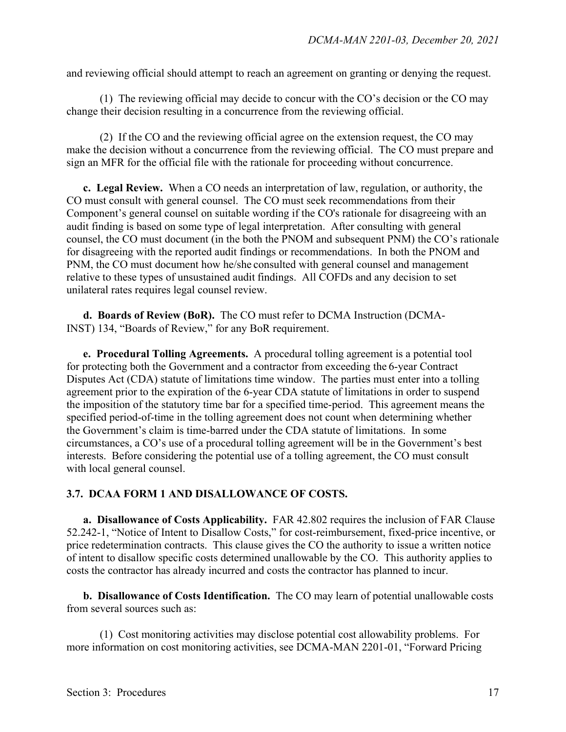and reviewing official should attempt to reach an agreement on granting or denying the request.

(1) The reviewing official may decide to concur with the CO's decision or the CO may change their decision resulting in a concurrence from the reviewing official.

(2) If the CO and the reviewing official agree on the extension request, the CO may make the decision without a concurrence from the reviewing official. The CO must prepare and sign an MFR for the official file with the rationale for proceeding without concurrence.

**c. Legal Review.** When a CO needs an interpretation of law, regulation, or authority, the CO must consult with general counsel. The CO must seek recommendations from their Component's general counsel on suitable wording if the CO's rationale for disagreeing with an audit finding is based on some type of legal interpretation. After consulting with general counsel, the CO must document (in the both the PNOM and subsequent PNM) the CO's rationale for disagreeing with the reported audit findings or recommendations. In both the PNOM and PNM, the CO must document how he/she consulted with general counsel and management relative to these types of unsustained audit findings. All COFDs and any decision to set unilateral rates requires legal counsel review.

**d. Boards of Review (BoR).** The CO must refer to DCMA Instruction (DCMA-INST) 134, "Boards of Review," for any BoR requirement.

**e. Procedural Tolling Agreements.** A procedural tolling agreement is a potential tool for protecting both the Government and a contractor from exceeding the 6-year Contract Disputes Act (CDA) statute of limitations time window. The parties must enter into a tolling agreement prior to the expiration of the 6-year CDA statute of limitations in order to suspend the imposition of the statutory time bar for a specified time-period. This agreement means the specified period-of-time in the tolling agreement does not count when determining whether the Government's claim is time-barred under the CDA statute of limitations. In some circumstances, a CO's use of a procedural tolling agreement will be in the Government's best interests. Before considering the potential use of a tolling agreement, the CO must consult with local general counsel.

### 3.7. DCAA FORM 1 AND DISALLOWANCE OF COSTS.

**a. Disallowance of Costs Applicability.** FAR 42.802 requires the inclusion of FAR Clause 52.242-1, "Notice of Intent to Disallow Costs," for cost-reimbursement, fixed-price incentive, or price redetermination contracts. This clause gives the CO the authority to issue a written notice of intent to disallow specific costs determined unallowable by the CO. This authority applies to costs the contractor has already incurred and costs the contractor has planned to incur.

**b. Disallowance of Costs Identification.** The CO may learn of potential unallowable costs from several sources such as:

(1) Cost monitoring activities may disclose potential cost allowability problems. For more information on cost monitoring activities, see DCMA-MAN 2201-01, "Forward Pricing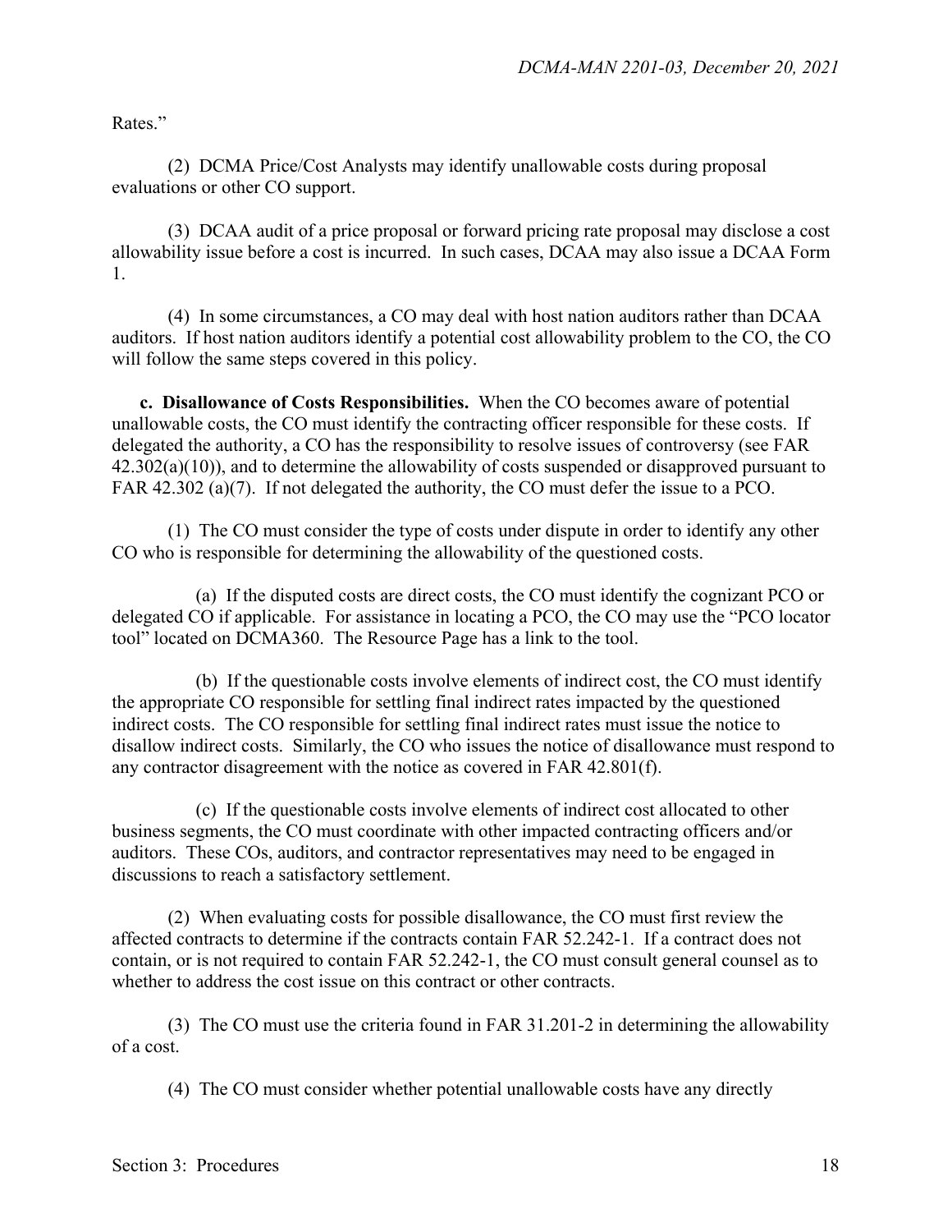Rates."

(2) DCMA Price/Cost Analysts may identify unallowable costs during proposal evaluations or other CO support.

(3) DCAA audit of a price proposal or forward pricing rate proposal may disclose a cost allowability issue before a cost is incurred. In such cases, DCAA may also issue a DCAA Form 1.

(4) In some circumstances, a CO may deal with host nation auditors rather than DCAA auditors. If host nation auditors identify a potential cost allowability problem to the CO, the CO will follow the same steps covered in this policy.

**c. Disallowance of Costs Responsibilities.** When the CO becomes aware of potential unallowable costs, the CO must identify the contracting officer responsible for these costs. If delegated the authority, a CO has the responsibility to resolve issues of controversy (see FAR 42.302(a)(10)), and to determine the allowability of costs suspended or disapproved pursuant to FAR 42.302 (a)(7). If not delegated the authority, the CO must defer the issue to a PCO.

(1) The CO must consider the type of costs under dispute in order to identify any other CO who is responsible for determining the allowability of the questioned costs.

(a) If the disputed costs are direct costs, the CO must identify the cognizant PCO or delegated CO if applicable. For assistance in locating a PCO, the CO may use the "PCO locator tool" located on DCMA360. The Resource Page has a link to the tool.

(b) If the questionable costs involve elements of indirect cost, the CO must identify the appropriate CO responsible for settling final indirect rates impacted by the questioned indirect costs. The CO responsible for settling final indirect rates must issue the notice to disallow indirect costs. Similarly, the CO who issues the notice of disallowance must respond to any contractor disagreement with the notice as covered in FAR 42.801(f).

(c) If the questionable costs involve elements of indirect cost allocated to other business segments, the CO must coordinate with other impacted contracting officers and/or auditors. These COs, auditors, and contractor representatives may need to be engaged in discussions to reach a satisfactory settlement.

(2) When evaluating costs for possible disallowance, the CO must first review the affected contracts to determine if the contracts contain FAR 52.242-1. If a contract does not contain, or is not required to contain FAR 52.242-1, the CO must consult general counsel as to whether to address the cost issue on this contract or other contracts.

(3) The CO must use the criteria found in FAR 31.201-2 in determining the allowability of a cost.

(4) The CO must consider whether potential unallowable costs have any directly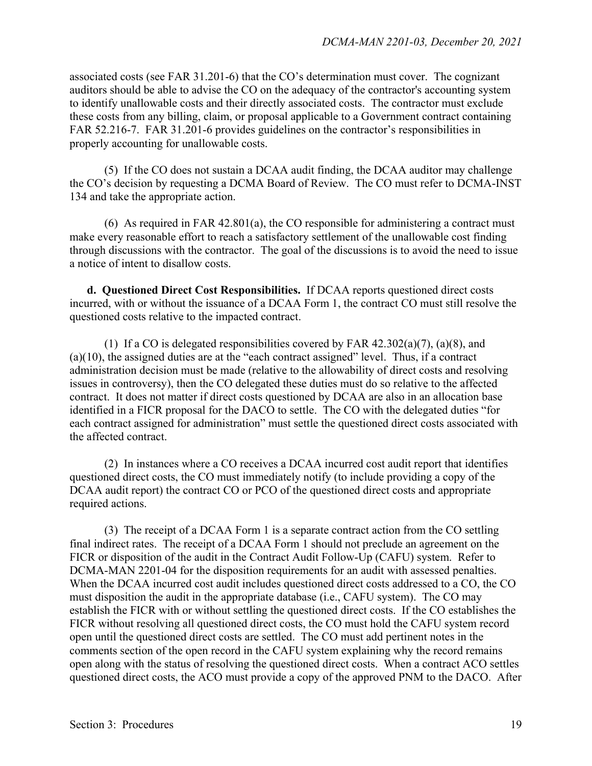associated costs (see FAR 31.201-6) that the CO's determination must cover. The cognizant auditors should be able to advise the CO on the adequacy of the contractor's accounting system to identify unallowable costs and their directly associated costs. The contractor must exclude these costs from any billing, claim, or proposal applicable to a Government contract containing FAR 52.216-7. FAR 31.201-6 provides guidelines on the contractor's responsibilities in properly accounting for unallowable costs.

(5) If the CO does not sustain a DCAA audit finding, the DCAA auditor may challenge the CO's decision by requesting a DCMA Board of Review. The CO must refer to DCMA-INST 134 and take the appropriate action.

(6) As required in FAR 42.801(a), the CO responsible for administering a contract must make every reasonable effort to reach a satisfactory settlement of the unallowable cost finding through discussions with the contractor. The goal of the discussions is to avoid the need to issue a notice of intent to disallow costs.

**d. Questioned Direct Cost Responsibilities.** If DCAA reports questioned direct costs incurred, with or without the issuance of a DCAA Form 1, the contract CO must still resolve the questioned costs relative to the impacted contract.

(1) If a CO is delegated responsibilities covered by FAR 42.302(a)(7), (a)(8), and (a)(10), the assigned duties are at the "each contract assigned" level. Thus, if a contract administration decision must be made (relative to the allowability of direct costs and resolving issues in controversy), then the CO delegated these duties must do so relative to the affected contract. It does not matter if direct costs questioned by DCAA are also in an allocation base identified in a FICR proposal for the DACO to settle. The CO with the delegated duties "for each contract assigned for administration" must settle the questioned direct costs associated with the affected contract.

(2) In instances where a CO receives a DCAA incurred cost audit report that identifies questioned direct costs, the CO must immediately notify (to include providing a copy of the DCAA audit report) the contract CO or PCO of the questioned direct costs and appropriate required actions.

(3) The receipt of a DCAA Form 1 is a separate contract action from the CO settling final indirect rates. The receipt of a DCAA Form 1 should not preclude an agreement on the FICR or disposition of the audit in the Contract Audit Follow-Up (CAFU) system. Refer to DCMA-MAN 2201-04 for the disposition requirements for an audit with assessed penalties. When the DCAA incurred cost audit includes questioned direct costs addressed to a CO, the CO must disposition the audit in the appropriate database (i.e., CAFU system). The CO may establish the FICR with or without settling the questioned direct costs. If the CO establishes the FICR without resolving all questioned direct costs, the CO must hold the CAFU system record open until the questioned direct costs are settled. The CO must add pertinent notes in the comments section of the open record in the CAFU system explaining why the record remains open along with the status of resolving the questioned direct costs. When a contract ACO settles questioned direct costs, the ACO must provide a copy of the approved PNM to the DACO. After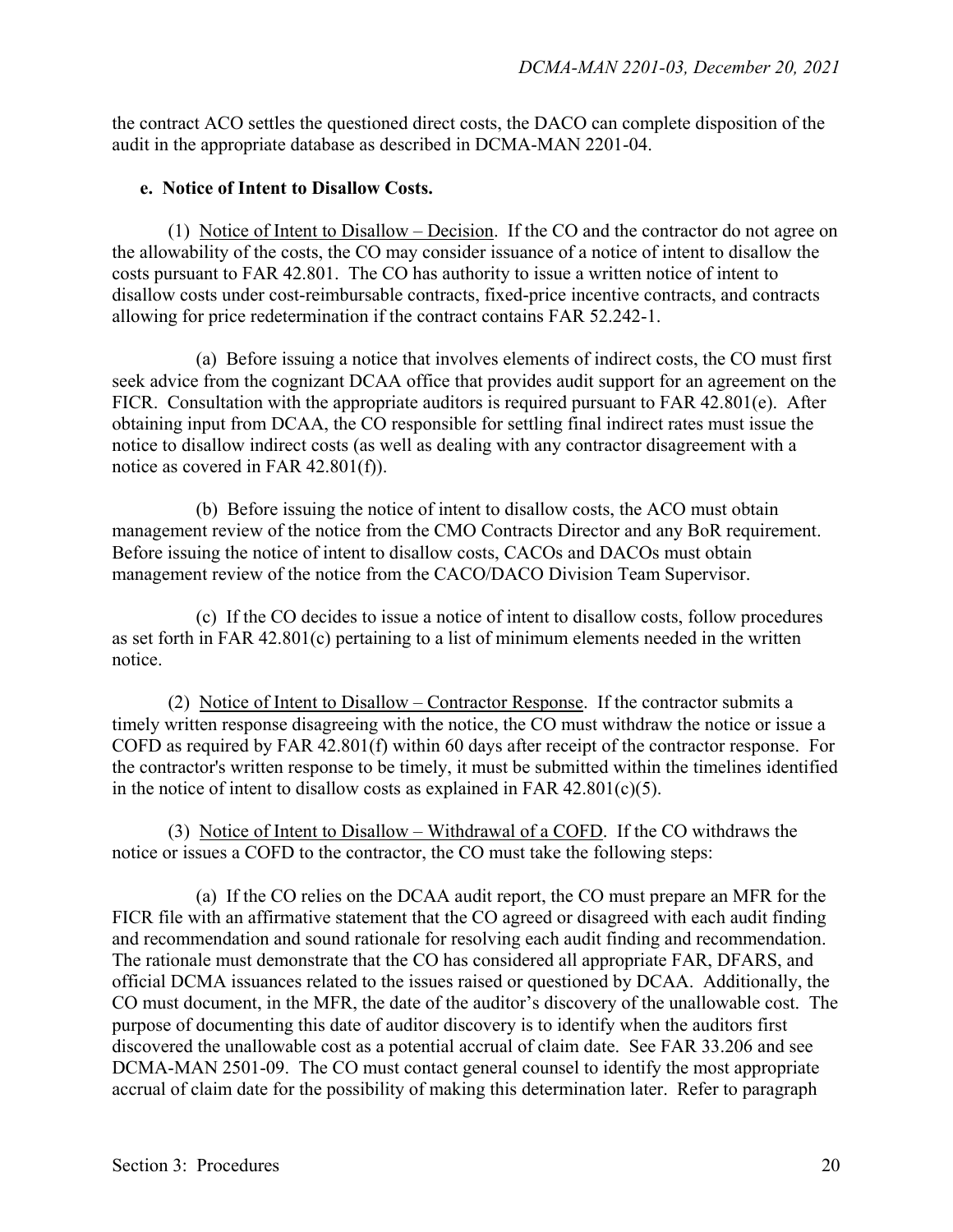the contract ACO settles the questioned direct costs, the DACO can complete disposition of the audit in the appropriate database as described in DCMA-MAN 2201-04.

**e. Notice of Intent to Disallow Costs.**

(1) Notice of Intent to Disallow – Decision. If the CO and the contractor do not agree on the allowability of the costs, the CO may consider issuance of a notice of intent to disallow the costs pursuant to FAR 42.801. The CO has authority to issue a written notice of intent to disallow costs under cost-reimbursable contracts, fixed-price incentive contracts, and contracts allowing for price redetermination if the contract contains FAR 52.242-1.

(a) Before issuing a notice that involves elements of indirect costs, the CO must first seek advice from the cognizant DCAA office that provides audit support for an agreement on the FICR. Consultation with the appropriate auditors is required pursuant to FAR 42.801(e). After obtaining input from DCAA, the CO responsible for settling final indirect rates must issue the notice to disallow indirect costs (as well as dealing with any contractor disagreement with a notice as covered in FAR 42.801(f)).

(b) Before issuing the notice of intent to disallow costs, the ACO must obtain management review of the notice from the CMO Contracts Director and any BoR requirement. Before issuing the notice of intent to disallow costs, CACOs and DACOs must obtain management review of the notice from the CACO/DACO Division Team Supervisor.

(c) If the CO decides to issue a notice of intent to disallow costs, follow procedures as set forth in FAR 42.801(c) pertaining to a list of minimum elements needed in the written notice.

(2) Notice of Intent to Disallow – Contractor Response. If the contractor submits a timely written response disagreeing with the notice, the CO must withdraw the notice or issue a COFD as required by FAR 42.801(f) within 60 days after receipt of the contractor response. For the contractor's written response to be timely, it must be submitted within the timelines identified in the notice of intent to disallow costs as explained in FAR 42.801(c)(5).

(3) Notice of Intent to Disallow – Withdrawal of a COFD. If the CO withdraws the notice or issues a COFD to the contractor, the CO must take the following steps:

(a) If the CO relies on the DCAA audit report, the CO must prepare an MFR for the FICR file with an affirmative statement that the CO agreed or disagreed with each audit finding and recommendation and sound rationale for resolving each audit finding and recommendation. The rationale must demonstrate that the CO has considered all appropriate FAR, DFARS, and official DCMA issuances related to the issues raised or questioned by DCAA. Additionally, the CO must document, in the MFR, the date of the auditor's discovery of the unallowable cost. The purpose of documenting this date of auditor discovery is to identify when the auditors first discovered the unallowable cost as a potential accrual of claim date. See FAR 33.206 and see DCMA-MAN 2501-09. The CO must contact general counsel to identify the most appropriate accrual of claim date for the possibility of making this determination later. Refer to paragraph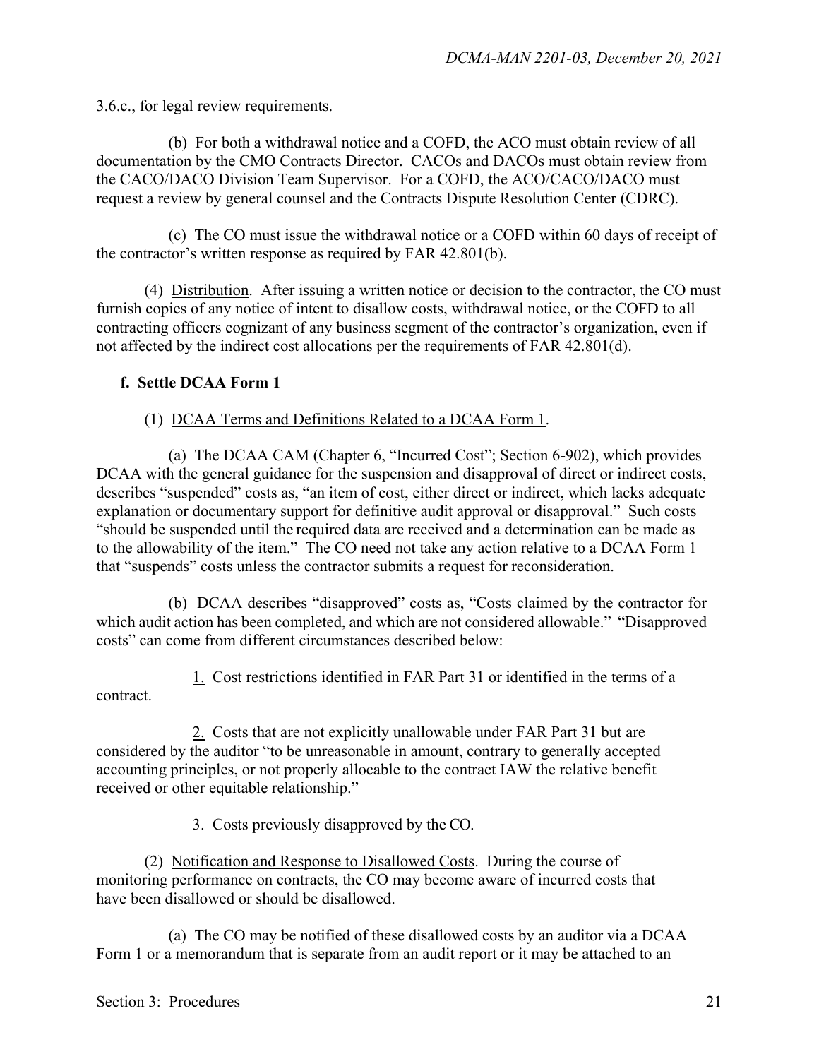3.6.c., for legal review requirements.

(b) For both a withdrawal notice and a COFD, the ACO must obtain review of all documentation by the CMO Contracts Director. CACOs and DACOs must obtain review from the CACO/DACO Division Team Supervisor. For a COFD, the ACO/CACO/DACO must request a review by general counsel and the Contracts Dispute Resolution Center (CDRC).

(c) The CO must issue the withdrawal notice or a COFD within 60 days of receipt of the contractor's written response as required by FAR 42.801(b).

(4) Distribution. After issuing a written notice or decision to the contractor, the CO must furnish copies of any notice of intent to disallow costs, withdrawal notice, or the COFD to all contracting officers cognizant of any business segment of the contractor's organization, even if not affected by the indirect cost allocations per the requirements of FAR 42.801(d).

**f. Settle DCAA Form 1**

(1) DCAA Terms and Definitions Related to a DCAA Form 1.

(a) The DCAA CAM (Chapter 6, "Incurred Cost"; Section 6-902), which provides DCAA with the general guidance for the suspension and disapproval of direct or indirect costs, describes "suspended" costs as, "an item of cost, either direct or indirect, which lacks adequate explanation or documentary support for definitive audit approval or disapproval." Such costs "should be suspended until the required data are received and a determination can be made as to the allowability of the item." The CO need not take any action relative to a DCAA Form 1 that "suspends" costs unless the contractor submits a request for reconsideration.

(b) DCAA describes "disapproved" costs as, "Costs claimed by the contractor for which audit action has been completed, and which are not considered allowable." "Disapproved costs" can come from different circumstances described below:

1. Cost restrictions identified in FAR Part 31 or identified in the terms of a contract.

2. Costs that are not explicitly unallowable under FAR Part 31 but are considered by the auditor "to be unreasonable in amount, contrary to generally accepted accounting principles, or not properly allocable to the contract IAW the relative benefit received or other equitable relationship."

3. Costs previously disapproved by the CO.

(2) Notification and Response to Disallowed Costs. During the course of monitoring performance on contracts, the CO may become aware of incurred costs that have been disallowed or should be disallowed.

(a) The CO may be notified of these disallowed costs by an auditor via a DCAA Form 1 or a memorandum that is separate from an audit report or it may be attached to an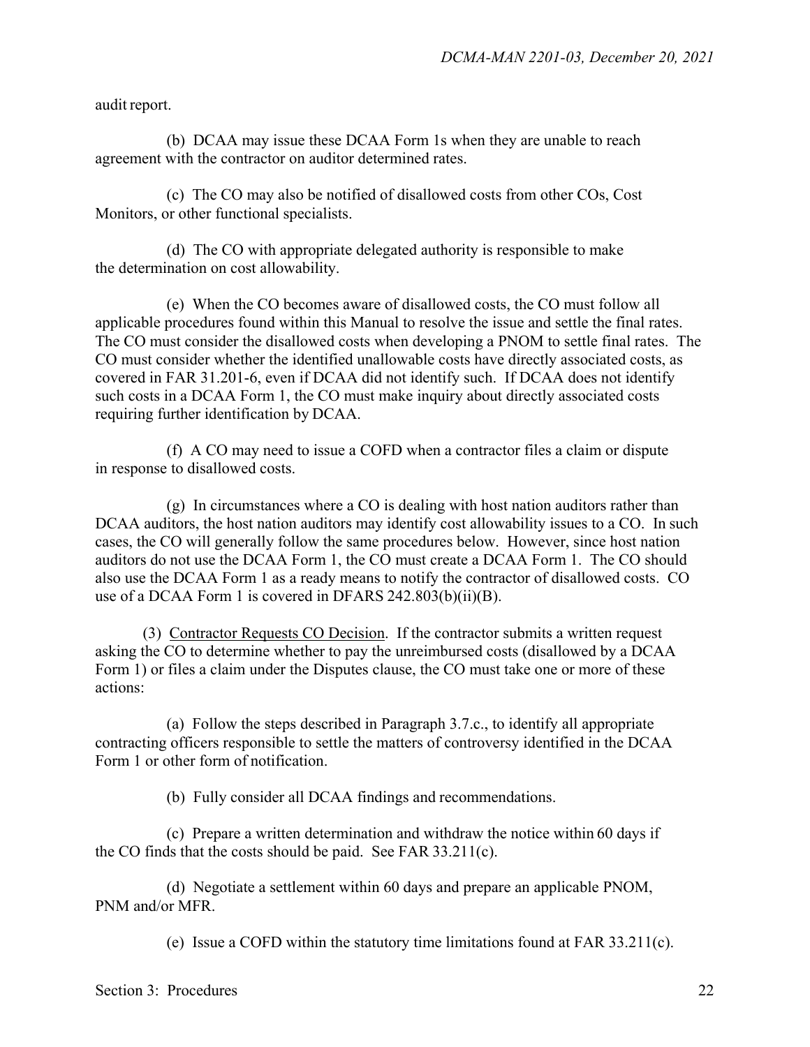audit report.

(b) DCAA may issue these DCAA Form 1s when they are unable to reach agreement with the contractor on auditor determined rates.

(c) The CO may also be notified of disallowed costs from other COs, Cost Monitors, or other functional specialists.

(d) The CO with appropriate delegated authority is responsible to make the determination on cost allowability.

(e) When the CO becomes aware of disallowed costs, the CO must follow all applicable procedures found within this Manual to resolve the issue and settle the final rates. The CO must consider the disallowed costs when developing a PNOM to settle final rates. The CO must consider whether the identified unallowable costs have directly associated costs, as covered in FAR 31.201-6, even if DCAA did not identify such. If DCAA does not identify such costs in a DCAA Form 1, the CO must make inquiry about directly associated costs requiring further identification by DCAA.

(f) A CO may need to issue a COFD when a contractor files a claim or dispute in response to disallowed costs.

(g) In circumstances where a CO is dealing with host nation auditors rather than DCAA auditors, the host nation auditors may identify cost allowability issues to a CO. In such cases, the CO will generally follow the same procedures below. However, since host nation auditors do not use the DCAA Form 1, the CO must create a DCAA Form 1. The CO should also use the DCAA Form 1 as a ready means to notify the contractor of disallowed costs. CO use of a DCAA Form 1 is covered in DFARS 242.803(b)(ii)(B).

(3) <u>Contractor Requests CO Decision</u>. If the contractor submits a written request asking the CO to determine whether to pay the unreimbursed costs (disallowed by a DCAA Form 1) or files a claim under the Disputes clause, the CO must take one or more of these actions:

(a) Follow the steps described in Paragraph 3.7.c., to identify all appropriate contracting officers responsible to settle the matters of controversy identified in the DCAA Form 1 or other form of notification.

(b) Fully consider all DCAA findings and recommendations.

(c) Prepare a written determination and withdraw the notice within 60 days if the CO finds that the costs should be paid. See FAR 33.211(c).

(d) Negotiate a settlement within 60 days and prepare an applicable PNOM, PNM and/or MFR.

(e) Issue a COFD within the statutory time limitations found at FAR 33.211(c).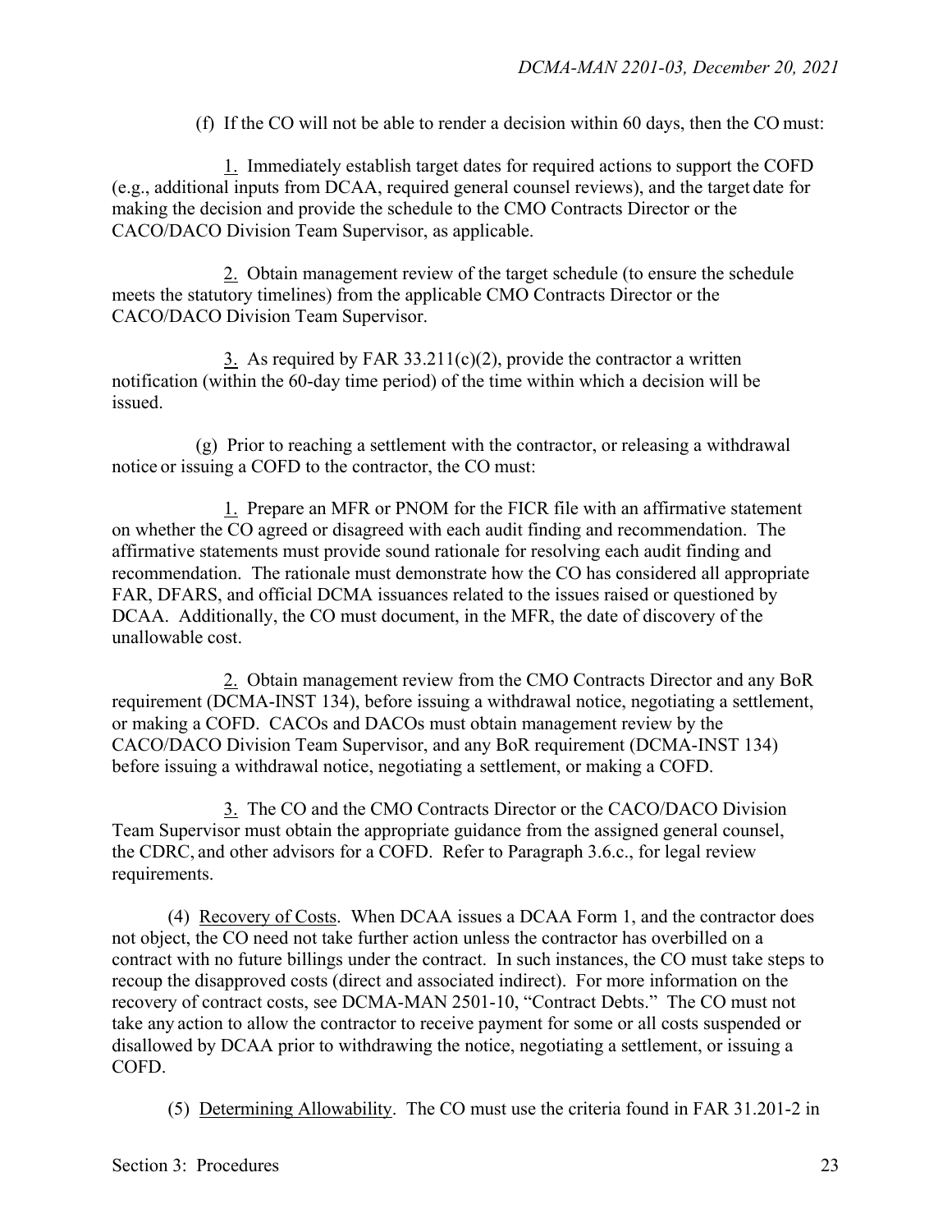(f) If the CO will not be able to render a decision within 60 days, then the CO must:

1. Immediately establish target dates for required actions to support the COFD (e.g., additional inputs from DCAA, required general counsel reviews), and the target date for making the decision and provide the schedule to the CMO Contracts Director or the CACO/DACO Division Team Supervisor, as applicable.

2. Obtain management review of the target schedule (to ensure the schedule meets the statutory timelines) from the applicable CMO Contracts Director or the CACO/DACO Division Team Supervisor.

3. As required by FAR 33.211(c)(2), provide the contractor a written notification (within the 60-day time period) of the time within which a decision will be issued.

(g) Prior to reaching a settlement with the contractor, or releasing a withdrawal notice or issuing a COFD to the contractor, the CO must:

1. Prepare an MFR or PNOM for the FICR file with an affirmative statement on whether the CO agreed or disagreed with each audit finding and recommendation. The affirmative statements must provide sound rationale for resolving each audit finding and recommendation. The rationale must demonstrate how the CO has considered all appropriate FAR, DFARS, and official DCMA issuances related to the issues raised or questioned by DCAA. Additionally, the CO must document, in the MFR, the date of discovery of the unallowable cost.

2. Obtain management review from the CMO Contracts Director and any BoR requirement (DCMA-INST 134), before issuing a withdrawal notice, negotiating a settlement, or making a COFD. CACOs and DACOs must obtain management review by the CACO/DACO Division Team Supervisor, and any BoR requirement (DCMA-INST 134) before issuing a withdrawal notice, negotiating a settlement, or making a COFD.

3. The CO and the CMO Contracts Director or the CACO/DACO Division Team Supervisor must obtain the appropriate guidance from the assigned general counsel, the CDRC, and other advisors for a COFD. Refer to Paragraph 3.6.c., for legal review requirements.

(4) Recovery of Costs. When DCAA issues a DCAA Form 1, and the contractor does not object, the CO need not take further action unless the contractor has overbilled on a contract with no future billings under the contract. In such instances, the CO must take steps to recoup the disapproved costs (direct and associated indirect). For more information on the recovery of contract costs, see DCMA-MAN 2501-10, "Contract Debts." The CO must not take any action to allow the contractor to receive payment for some or all costs suspended or disallowed by DCAA prior to withdrawing the notice, negotiating a settlement, or issuing a COFD.

(5) Determining Allowability. The CO must use the criteria found in FAR 31.201-2 in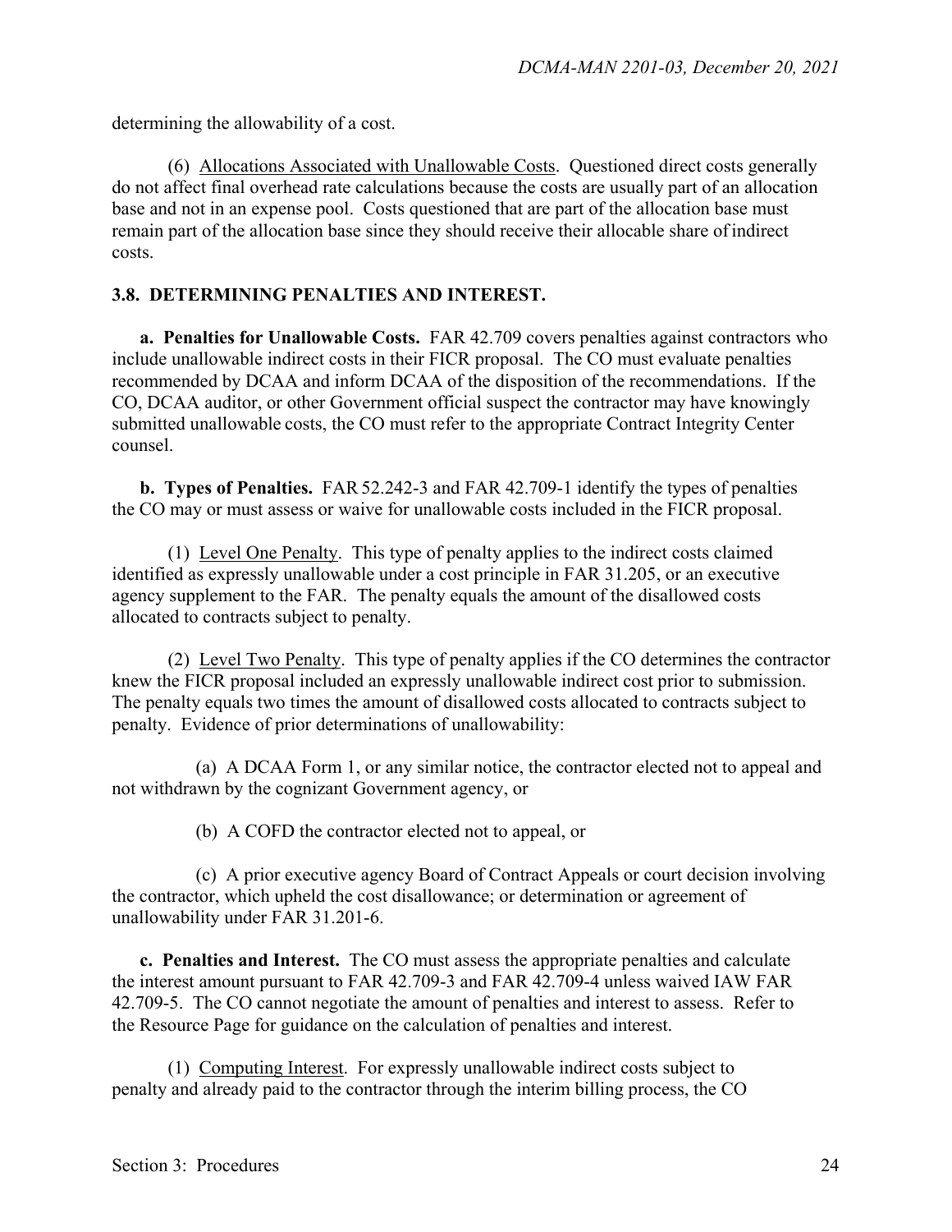determining the allowability of a cost.

(6) Allocations Associated with Unallowable Costs. Questioned direct costs generally do not affect final overhead rate calculations because the costs are usually part of an allocation base and not in an expense pool. Costs questioned that are part of the allocation base must remain part of the allocation base since they should receive their allocable share of indirect costs.

## 3.8. DETERMINING PENALTIES AND INTEREST.

**a. Penalties for Unallowable Costs.** FAR 42.709 covers penalties against contractors who include unallowable indirect costs in their FICR proposal. The CO must evaluate penalties recommended by DCAA and inform DCAA of the disposition of the recommendations. If the CO, DCAA auditor, or other Government official suspect the contractor may have knowingly submitted unallowable costs, the CO must refer to the appropriate Contract Integrity Center counsel.

**b. Types of Penalties.** FAR 52.242-3 and FAR 42.709-1 identify the types of penalties the CO may or must assess or waive for unallowable costs included in the FICR proposal.

(1) Level One Penalty. This type of penalty applies to the indirect costs claimed identified as expressly unallowable under a cost principle in FAR 31.205, or an executive agency supplement to the FAR. The penalty equals the amount of the disallowed costs allocated to contracts subject to penalty.

(2) Level Two Penalty. This type of penalty applies if the CO determines the contractor knew the FICR proposal included an expressly unallowable indirect cost prior to submission. The penalty equals two times the amount of disallowed costs allocated to contracts subject to penalty. Evidence of prior determinations of unallowability:

(a) A DCAA Form 1, or any similar notice, the contractor elected not to appeal and not withdrawn by the cognizant Government agency, or

(b) A COFD the contractor elected not to appeal, or

(c) A prior executive agency Board of Contract Appeals or court decision involving the contractor, which upheld the cost disallowance; or determination or agreement of unallowability under FAR 31.201-6.

**c. Penalties and Interest.** The CO must assess the appropriate penalties and calculate the interest amount pursuant to FAR 42.709-3 and FAR 42.709-4 unless waived IAW FAR 42.709-5. The CO cannot negotiate the amount of penalties and interest to assess. Refer to the Resource Page for guidance on the calculation of penalties and interest.

(1) Computing Interest. For expressly unallowable indirect costs subject to penalty and already paid to the contractor through the interim billing process, the CO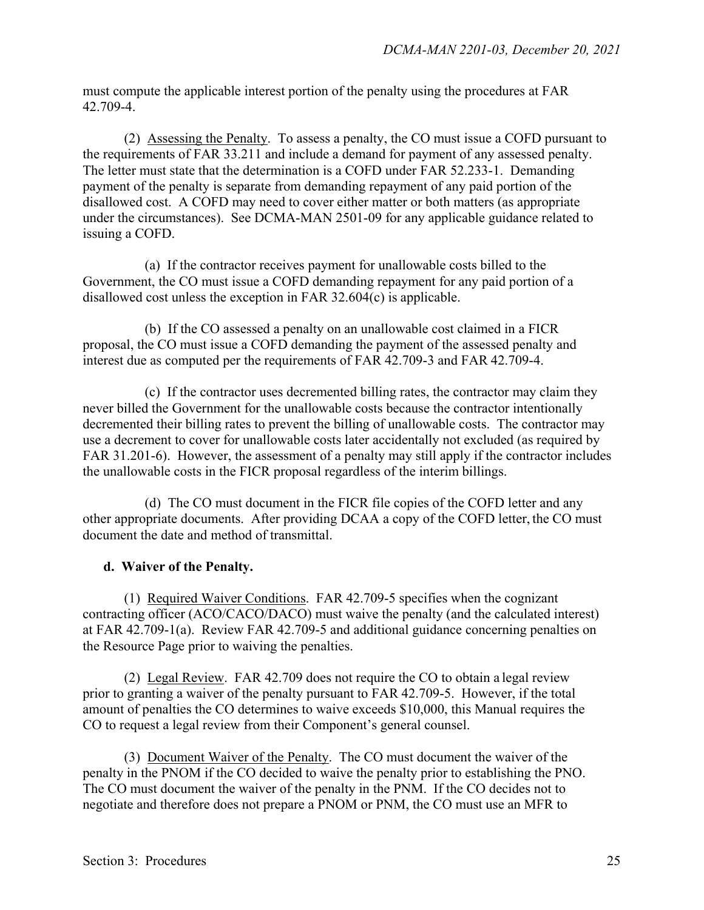must compute the applicable interest portion of the penalty using the procedures at FAR 42.709-4.

(2) Assessing the Penalty. To assess a penalty, the CO must issue a COFD pursuant to the requirements of FAR 33.211 and include a demand for payment of any assessed penalty. The letter must state that the determination is a COFD under FAR 52.233-1. Demanding payment of the penalty is separate from demanding repayment of any paid portion of the disallowed cost. A COFD may need to cover either matter or both matters (as appropriate under the circumstances). See DCMA-MAN 2501-09 for any applicable guidance related to issuing a COFD.

(a) If the contractor receives payment for unallowable costs billed to the Government, the CO must issue a COFD demanding repayment for any paid portion of a disallowed cost unless the exception in FAR 32.604(c) is applicable.

(b) If the CO assessed a penalty on an unallowable cost claimed in a FICR proposal, the CO must issue a COFD demanding the payment of the assessed penalty and interest due as computed per the requirements of FAR 42.709-3 and FAR 42.709-4.

(c) If the contractor uses decremented billing rates, the contractor may claim they never billed the Government for the unallowable costs because the contractor intentionally decremented their billing rates to prevent the billing of unallowable costs. The contractor may use a decrement to cover for unallowable costs later accidentally not excluded (as required by FAR 31.201-6). However, the assessment of a penalty may still apply if the contractor includes the unallowable costs in the FICR proposal regardless of the interim billings.

(d) The CO must document in the FICR file copies of the COFD letter and any other appropriate documents. After providing DCAA a copy of the COFD letter, the CO must document the date and method of transmittal.

**d. Waiver of the Penalty.**

(1) Required Waiver Conditions. FAR 42.709-5 specifies when the cognizant contracting officer (ACO/CACO/DACO) must waive the penalty (and the calculated interest) at FAR 42.709-1(a). Review FAR 42.709-5 and additional guidance concerning penalties on the Resource Page prior to waiving the penalties.

(2) Legal Review. FAR 42.709 does not require the CO to obtain a legal review prior to granting a waiver of the penalty pursuant to FAR 42.709-5. However, if the total amount of penalties the CO determines to waive exceeds $10,000, this Manual requires the CO to request a legal review from their Component's general counsel.

(3) Document Waiver of the Penalty. The CO must document the waiver of the penalty in the PNOM if the CO decided to waive the penalty prior to establishing the PNO. The CO must document the waiver of the penalty in the PNM. If the CO decides not to negotiate and therefore does not prepare a PNOM or PNM, the CO must use an MFR to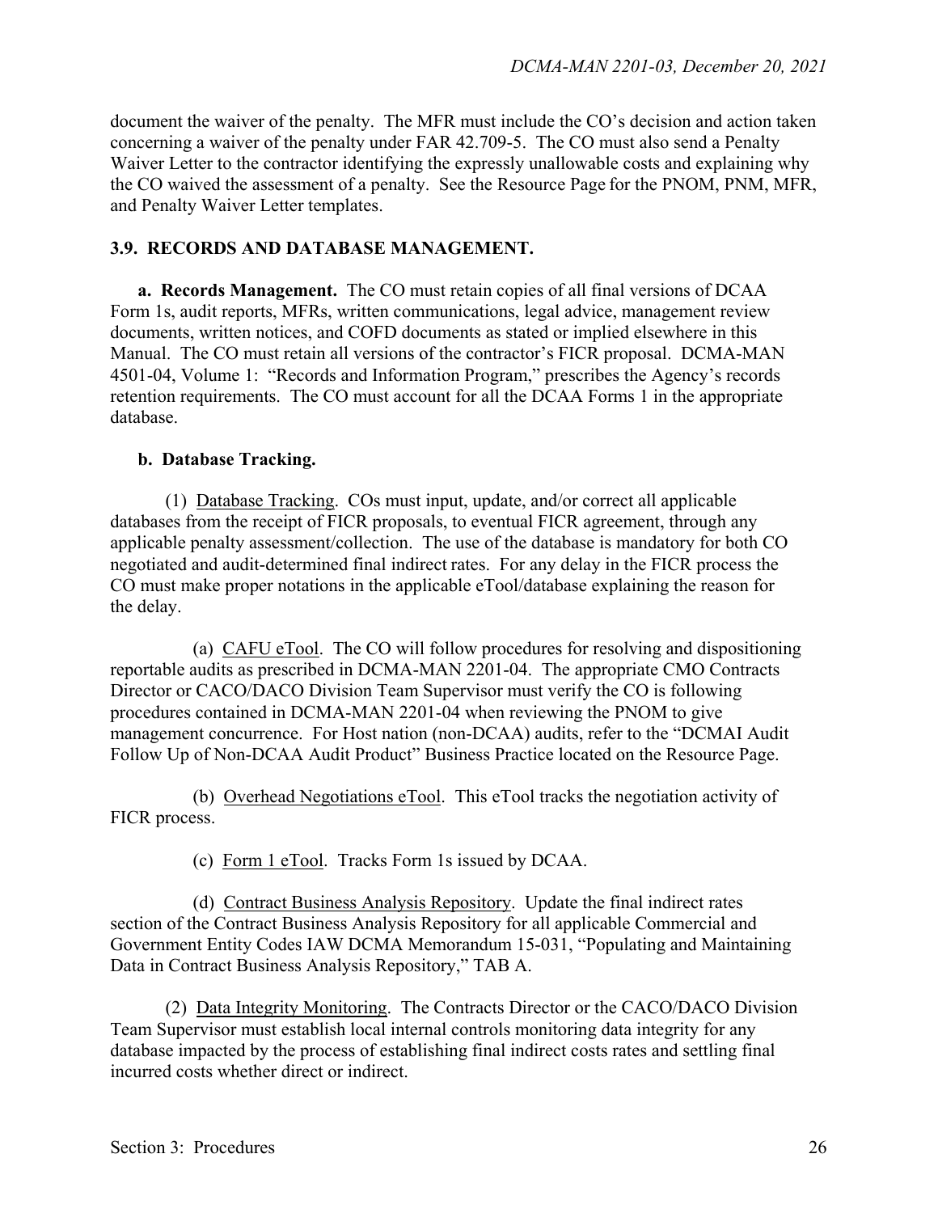document the waiver of the penalty. The MFR must include the CO's decision and action taken concerning a waiver of the penalty under FAR 42.709-5. The CO must also send a Penalty Waiver Letter to the contractor identifying the expressly unallowable costs and explaining why the CO waived the assessment of a penalty. See the Resource Page for the PNOM, PNM, MFR, and Penalty Waiver Letter templates.

## 3.9. RECORDS AND DATABASE MANAGEMENT.

**a. Records Management.** The CO must retain copies of all final versions of DCAA Form 1s, audit reports, MFRs, written communications, legal advice, management review documents, written notices, and COFD documents as stated or implied elsewhere in this Manual. The CO must retain all versions of the contractor's FICR proposal. DCMA-MAN 4501-04, Volume 1: "Records and Information Program," prescribes the Agency's records retention requirements. The CO must account for all the DCAA Forms 1 in the appropriate database.

**b. Database Tracking.**

(1) Database Tracking. COs must input, update, and/or correct all applicable databases from the receipt of FICR proposals, to eventual FICR agreement, through any applicable penalty assessment/collection. The use of the database is mandatory for both CO negotiated and audit-determined final indirect rates. For any delay in the FICR process the CO must make proper notations in the applicable eTool/database explaining the reason for the delay.

(a) CAFU eTool. The CO will follow procedures for resolving and dispositioning reportable audits as prescribed in DCMA-MAN 2201-04. The appropriate CMO Contracts Director or CACO/DACO Division Team Supervisor must verify the CO is following procedures contained in DCMA-MAN 2201-04 when reviewing the PNOM to give management concurrence. For Host nation (non-DCAA) audits, refer to the "DCMAI Audit Follow Up of Non-DCAA Audit Product" Business Practice located on the Resource Page.

(b) Overhead Negotiations eTool. This eTool tracks the negotiation activity of FICR process.

(c) Form 1 eTool. Tracks Form 1s issued by DCAA.

(d) Contract Business Analysis Repository. Update the final indirect rates section of the Contract Business Analysis Repository for all applicable Commercial and Government Entity Codes IAW DCMA Memorandum 15-031, "Populating and Maintaining Data in Contract Business Analysis Repository," TAB A.

(2) Data Integrity Monitoring. The Contracts Director or the CACO/DACO Division Team Supervisor must establish local internal controls monitoring data integrity for any database impacted by the process of establishing final indirect costs rates and settling final incurred costs whether direct or indirect.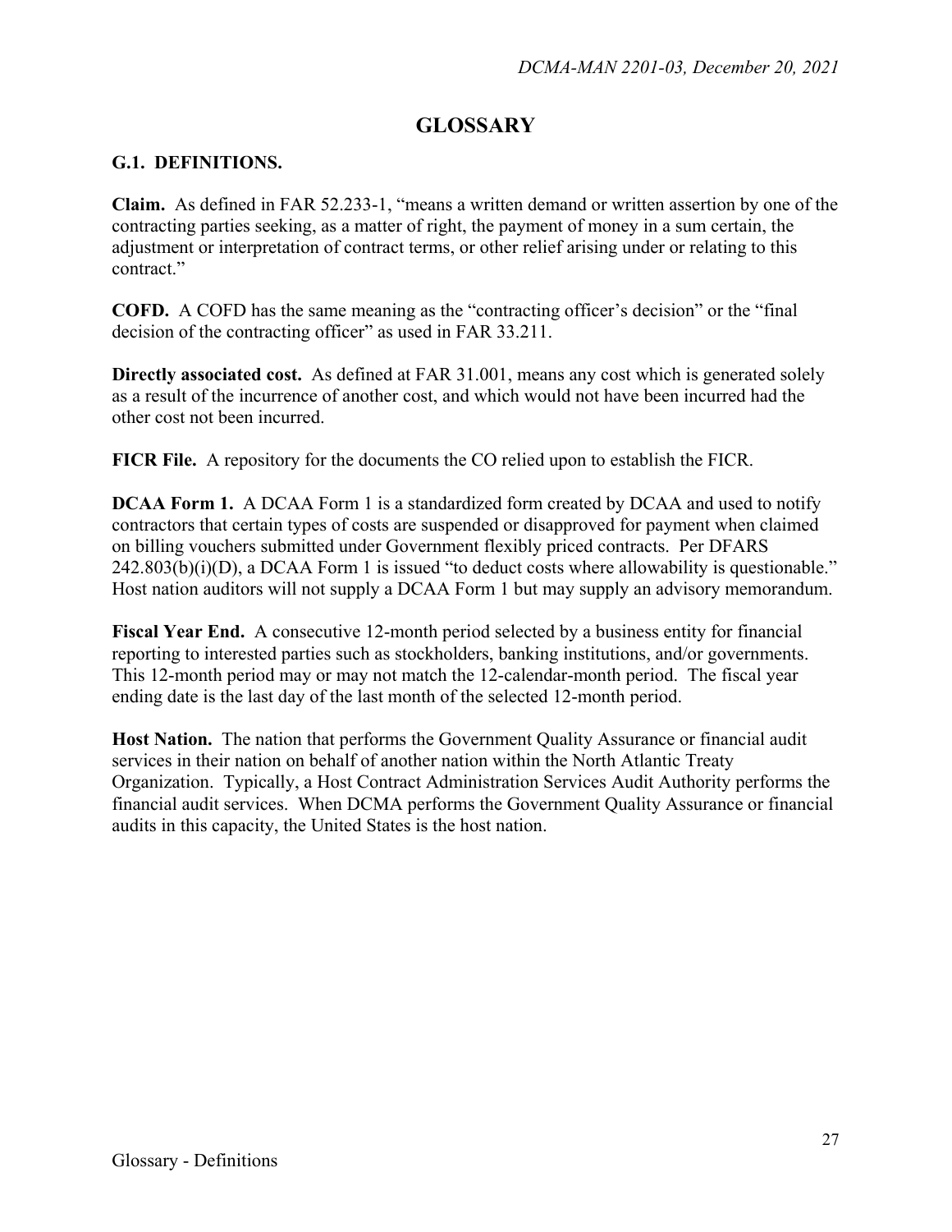# GLOSSARY

## G.1. DEFINITIONS.

**Claim.** As defined in FAR 52.233-1, "means a written demand or written assertion by one of the contracting parties seeking, as a matter of right, the payment of money in a sum certain, the adjustment or interpretation of contract terms, or other relief arising under or relating to this contract."

**COFD.** A COFD has the same meaning as the "contracting officer's decision" or the "final decision of the contracting officer" as used in FAR 33.211.

**Directly associated cost.** As defined at FAR 31.001, means any cost which is generated solely as a result of the incurrence of another cost, and which would not have been incurred had the other cost not been incurred.

**FICR File.** A repository for the documents the CO relied upon to establish the FICR.

**DCAA Form 1.** A DCAA Form 1 is a standardized form created by DCAA and used to notify contractors that certain types of costs are suspended or disapproved for payment when claimed on billing vouchers submitted under Government flexibly priced contracts. Per DFARS 242.803(b)(i)(D), a DCAA Form 1 is issued "to deduct costs where allowability is questionable." Host nation auditors will not supply a DCAA Form 1 but may supply an advisory memorandum.

**Fiscal Year End.** A consecutive 12-month period selected by a business entity for financial reporting to interested parties such as stockholders, banking institutions, and/or governments. This 12-month period may or may not match the 12-calendar-month period. The fiscal year ending date is the last day of the last month of the selected 12-month period.

**Host Nation.** The nation that performs the Government Quality Assurance or financial audit services in their nation on behalf of another nation within the North Atlantic Treaty Organization. Typically, a Host Contract Administration Services Audit Authority performs the financial audit services. When DCMA performs the Government Quality Assurance or financial audits in this capacity, the United States is the host nation.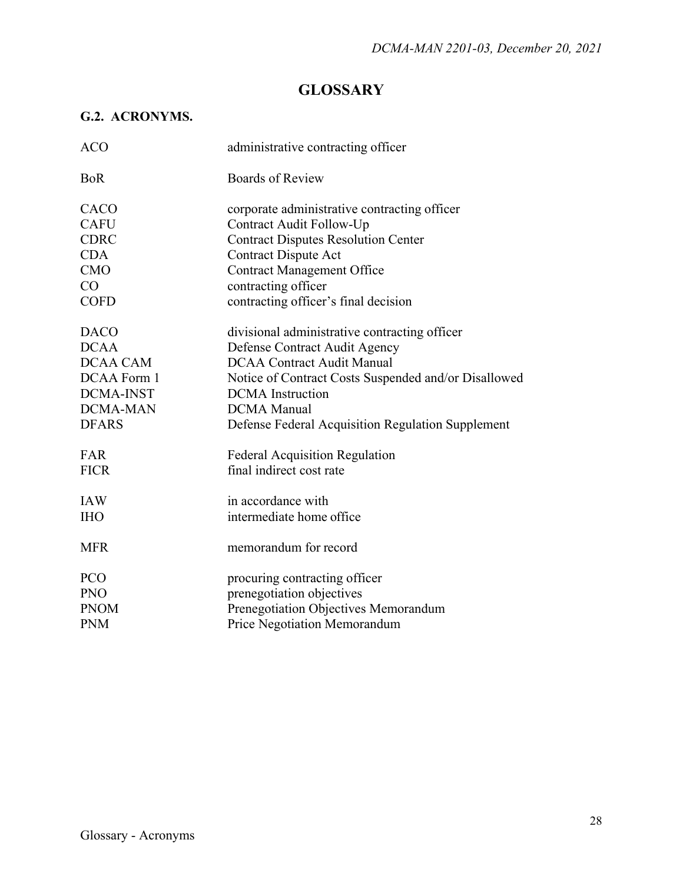# GLOSSARY

## G.2. ACRONYMS.

| | |
|---|---|
| ACO | administrative contracting officer |
| BoR | Boards of Review |
| CACO | corporate administrative contracting officer |
| CAFU | Contract Audit Follow-Up |
| CDRC | Contract Disputes Resolution Center |
| CDA | Contract Dispute Act |
| CMO | Contract Management Office |
| CO | contracting officer |
| COFD | contracting officer's final decision |
| DACO | divisional administrative contracting officer |
| DCAA | Defense Contract Audit Agency |
| DCAA CAM | DCAA Contract Audit Manual |
| DCAA Form 1 | Notice of Contract Costs Suspended and/or Disallowed |
| DCMA-INST | DCMA Instruction |
| DCMA-MAN | DCMA Manual |
| DFARS | Defense Federal Acquisition Regulation Supplement |
| FAR | Federal Acquisition Regulation |
| FICR | final indirect cost rate |
| IAW | in accordance with |
| IHO | intermediate home office |
| MFR | memorandum for record |
| PCO | procuring contracting officer |
| PNO | prenegotiation objectives |
| PNOM | Prenegotiation Objectives Memorandum |
| PNM | Price Negotiation Memorandum |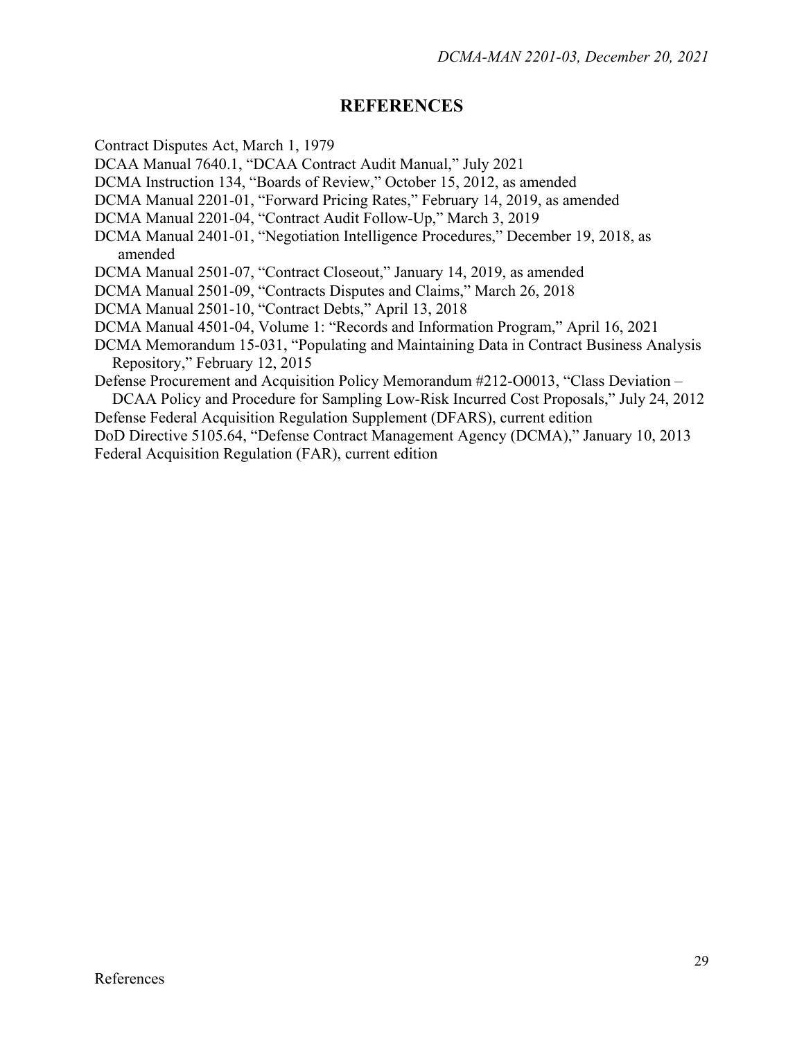# REFERENCES

Contract Disputes Act, March 1, 1979

DCAA Manual 7640.1, "DCAA Contract Audit Manual," July 2021

DCMA Instruction 134, "Boards of Review," October 15, 2012, as amended

DCMA Manual 2201-01, "Forward Pricing Rates," February 14, 2019, as amended

DCMA Manual 2201-04, "Contract Audit Follow-Up," March 3, 2019

DCMA Manual 2401-01, "Negotiation Intelligence Procedures," December 19, 2018, as amended

DCMA Manual 2501-07, "Contract Closeout," January 14, 2019, as amended

DCMA Manual 2501-09, "Contracts Disputes and Claims," March 26, 2018

DCMA Manual 2501-10, "Contract Debts," April 13, 2018

DCMA Manual 4501-04, Volume 1: "Records and Information Program," April 16, 2021

DCMA Memorandum 15-031, "Populating and Maintaining Data in Contract Business Analysis Repository," February 12, 2015

Defense Procurement and Acquisition Policy Memorandum #212-O0013, "Class Deviation – DCAA Policy and Procedure for Sampling Low-Risk Incurred Cost Proposals," July 24, 2012

Defense Federal Acquisition Regulation Supplement (DFARS), current edition

DoD Directive 5105.64, "Defense Contract Management Agency (DCMA)," January 10, 2013

Federal Acquisition Regulation (FAR), current edition